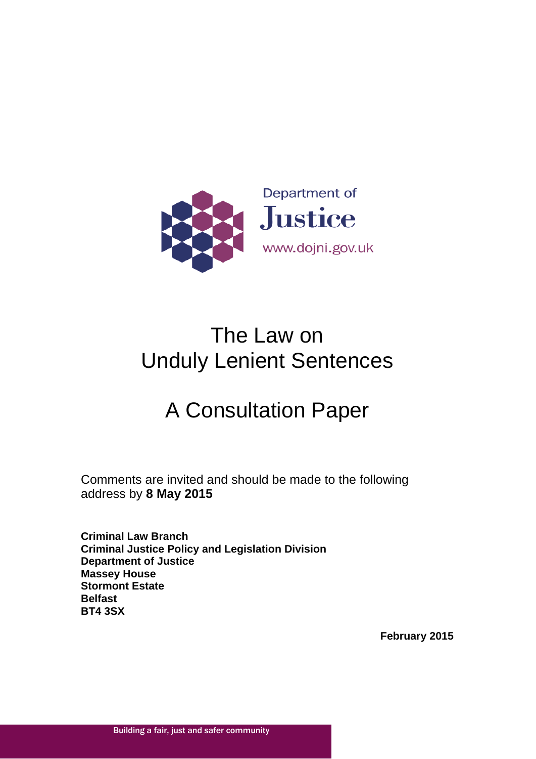Department of
Justice
www.dojni.gov.uk

# The Law on Unduly Lenient Sentences

# A Consultation Paper

Comments are invited and should be made to the following address by **8 May 2015**

**Criminal Law Branch**
**Criminal Justice Policy and Legislation Division**
**Department of Justice**
**Massey House**
**Stormont Estate**
**Belfast**
**BT4 3SX**

**February 2015**

Building a fair, just and safer community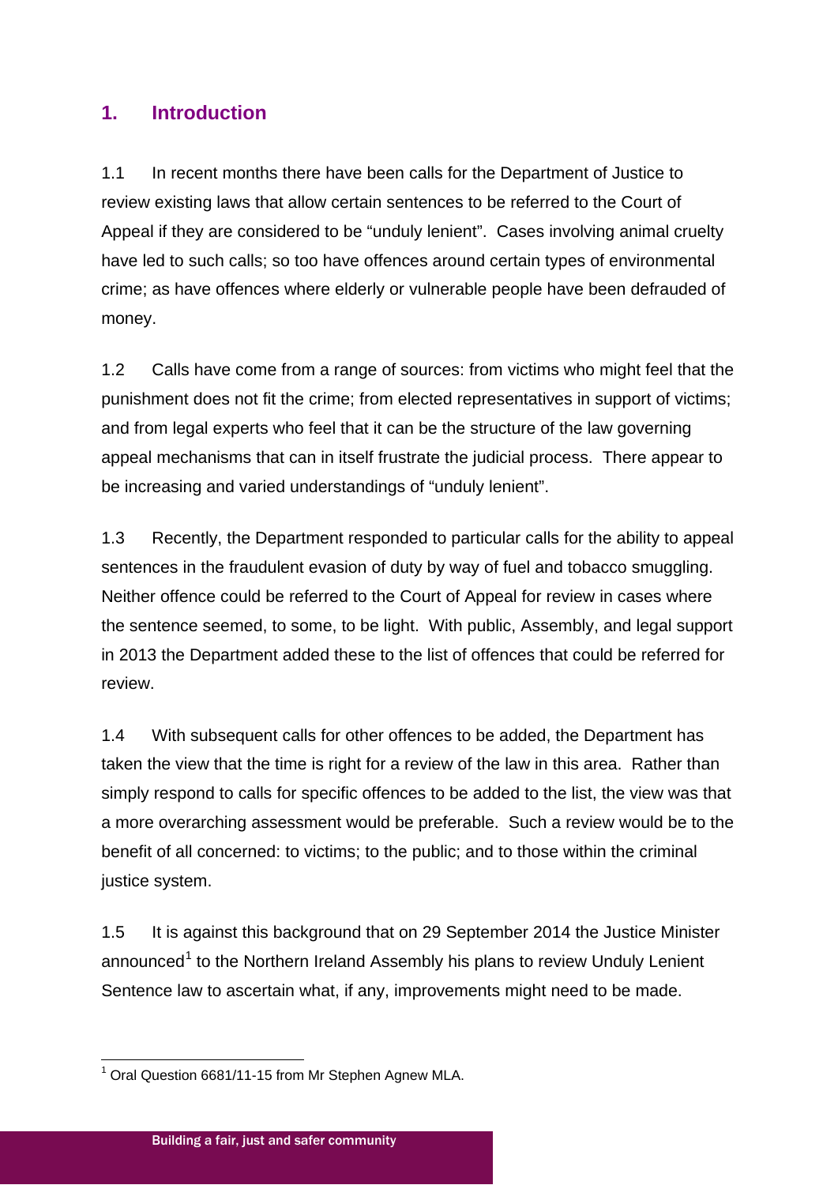## 1. Introduction

1.1 In recent months there have been calls for the Department of Justice to review existing laws that allow certain sentences to be referred to the Court of Appeal if they are considered to be "unduly lenient". Cases involving animal cruelty have led to such calls; so too have offences around certain types of environmental crime; as have offences where elderly or vulnerable people have been defrauded of money.

1.2 Calls have come from a range of sources: from victims who might feel that the punishment does not fit the crime; from elected representatives in support of victims; and from legal experts who feel that it can be the structure of the law governing appeal mechanisms that can in itself frustrate the judicial process. There appear to be increasing and varied understandings of "unduly lenient".

1.3 Recently, the Department responded to particular calls for the ability to appeal sentences in the fraudulent evasion of duty by way of fuel and tobacco smuggling. Neither offence could be referred to the Court of Appeal for review in cases where the sentence seemed, to some, to be light. With public, Assembly, and legal support in 2013 the Department added these to the list of offences that could be referred for review.

1.4 With subsequent calls for other offences to be added, the Department has taken the view that the time is right for a review of the law in this area. Rather than simply respond to calls for specific offences to be added to the list, the view was that a more overarching assessment would be preferable. Such a review would be to the benefit of all concerned: to victims; to the public; and to those within the criminal justice system.

1.5 It is against this background that on 29 September 2014 the Justice Minister announced[1] to the Northern Ireland Assembly his plans to review Unduly Lenient Sentence law to ascertain what, if any, improvements might need to be made.

[1] Oral Question 6681/11-15 from Mr Stephen Agnew MLA.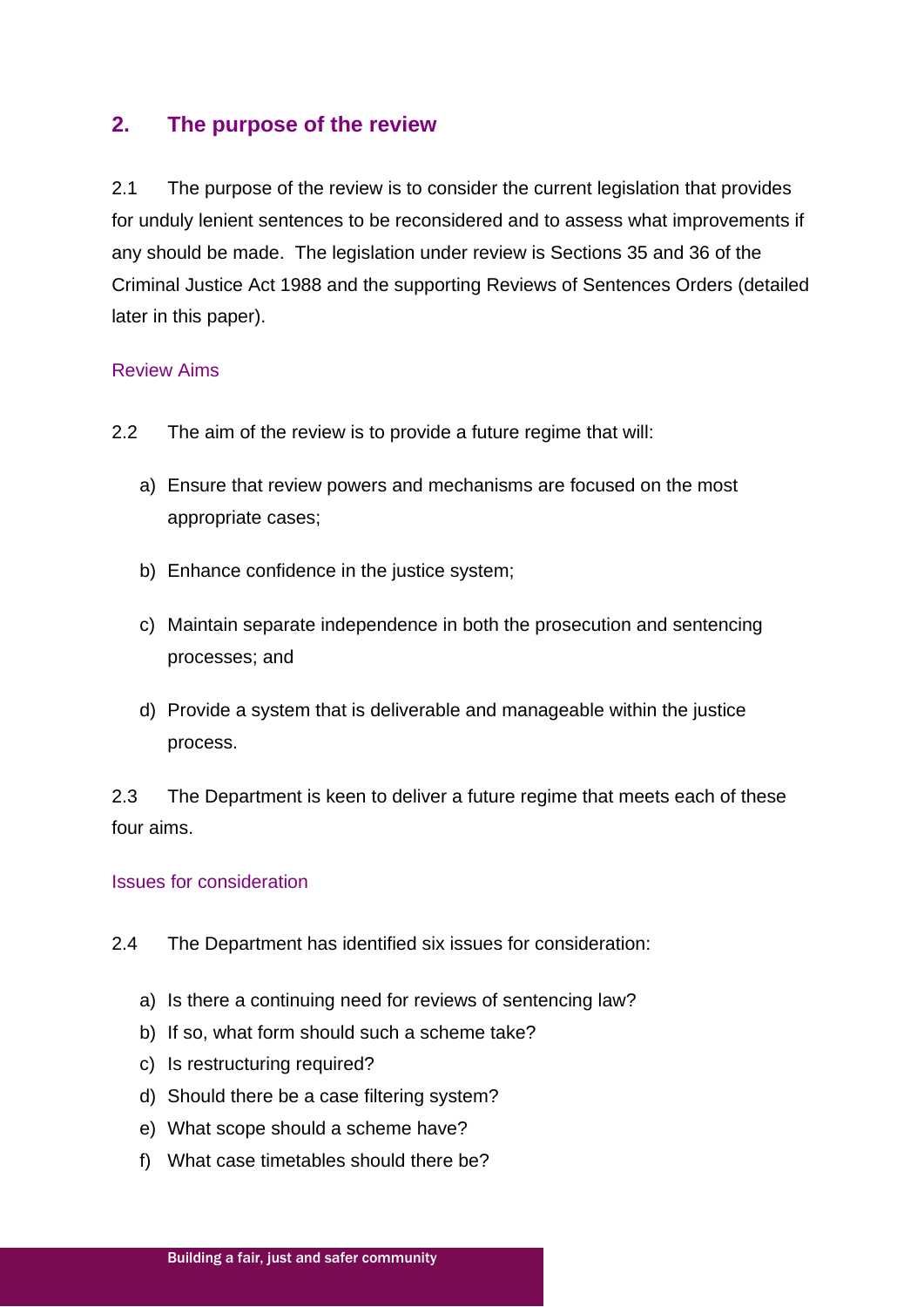## 2. The purpose of the review

2.1 The purpose of the review is to consider the current legislation that provides for unduly lenient sentences to be reconsidered and to assess what improvements if any should be made. The legislation under review is Sections 35 and 36 of the Criminal Justice Act 1988 and the supporting Reviews of Sentences Orders (detailed later in this paper).

### Review Aims

2.2 The aim of the review is to provide a future regime that will:

a) Ensure that review powers and mechanisms are focused on the most appropriate cases;

b) Enhance confidence in the justice system;

c) Maintain separate independence in both the prosecution and sentencing processes; and

d) Provide a system that is deliverable and manageable within the justice process.

2.3 The Department is keen to deliver a future regime that meets each of these four aims.

### Issues for consideration

2.4 The Department has identified six issues for consideration:

a) Is there a continuing need for reviews of sentencing law?
b) If so, what form should such a scheme take?
c) Is restructuring required?
d) Should there be a case filtering system?
e) What scope should a scheme have?
f) What case timetables should there be?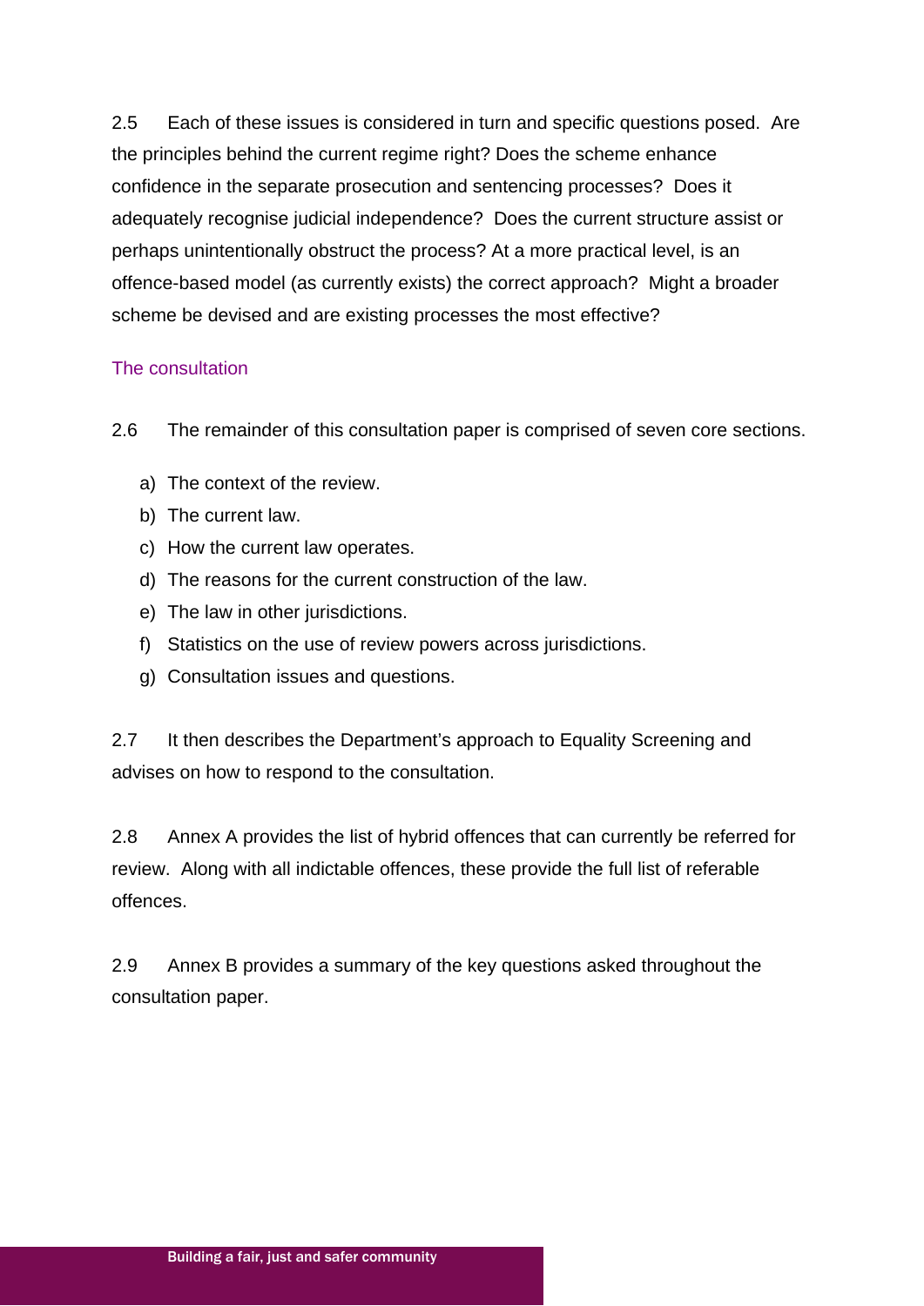2.5 Each of these issues is considered in turn and specific questions posed. Are the principles behind the current regime right? Does the scheme enhance confidence in the separate prosecution and sentencing processes? Does it adequately recognise judicial independence? Does the current structure assist or perhaps unintentionally obstruct the process? At a more practical level, is an offence-based model (as currently exists) the correct approach? Might a broader scheme be devised and are existing processes the most effective?

## The consultation

2.6 The remainder of this consultation paper is comprised of seven core sections.

a) The context of the review.
b) The current law.
c) How the current law operates.
d) The reasons for the current construction of the law.
e) The law in other jurisdictions.
f) Statistics on the use of review powers across jurisdictions.
g) Consultation issues and questions.

2.7 It then describes the Department's approach to Equality Screening and advises on how to respond to the consultation.

2.8 Annex A provides the list of hybrid offences that can currently be referred for review. Along with all indictable offences, these provide the full list of referable offences.

2.9 Annex B provides a summary of the key questions asked throughout the consultation paper.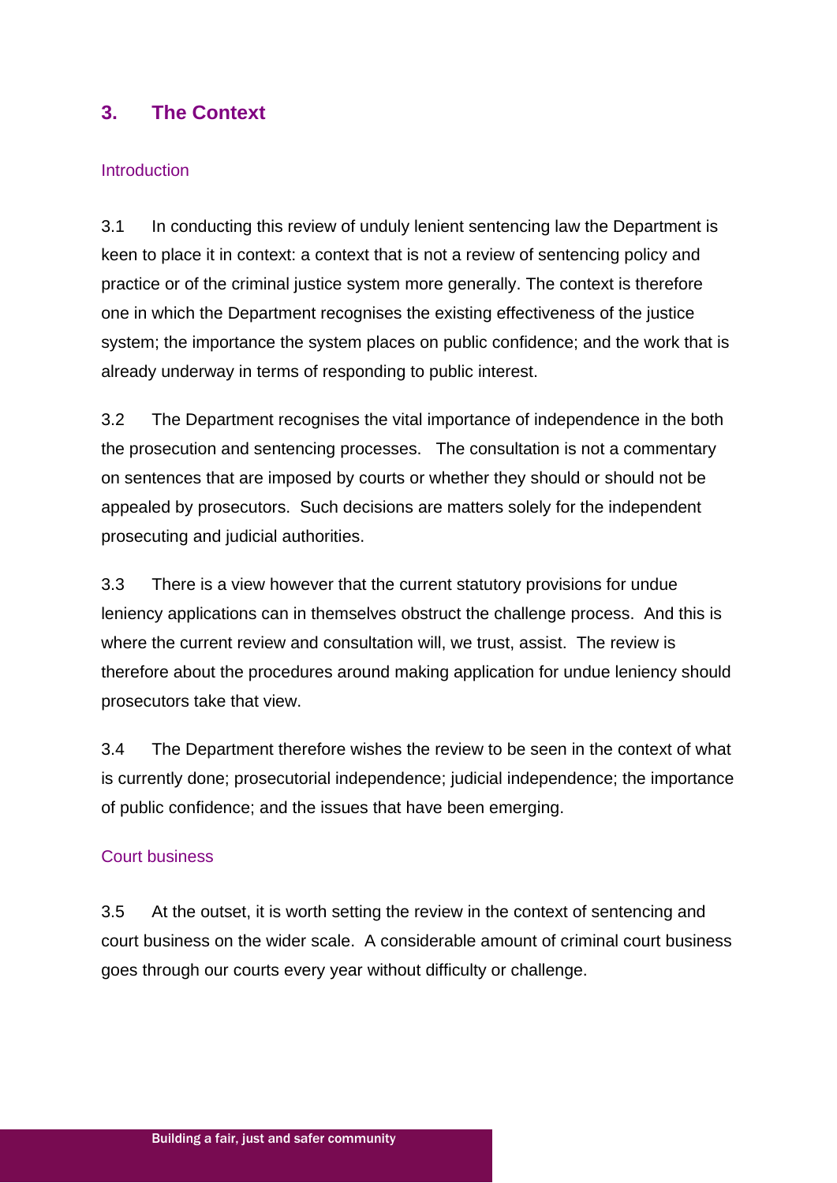## 3. The Context

### Introduction

3.1 In conducting this review of unduly lenient sentencing law the Department is keen to place it in context: a context that is not a review of sentencing policy and practice or of the criminal justice system more generally. The context is therefore one in which the Department recognises the existing effectiveness of the justice system; the importance the system places on public confidence; and the work that is already underway in terms of responding to public interest.

3.2 The Department recognises the vital importance of independence in the both the prosecution and sentencing processes. The consultation is not a commentary on sentences that are imposed by courts or whether they should or should not be appealed by prosecutors. Such decisions are matters solely for the independent prosecuting and judicial authorities.

3.3 There is a view however that the current statutory provisions for undue leniency applications can in themselves obstruct the challenge process. And this is where the current review and consultation will, we trust, assist. The review is therefore about the procedures around making application for undue leniency should prosecutors take that view.

3.4 The Department therefore wishes the review to be seen in the context of what is currently done; prosecutorial independence; judicial independence; the importance of public confidence; and the issues that have been emerging.

### Court business

3.5 At the outset, it is worth setting the review in the context of sentencing and court business on the wider scale. A considerable amount of criminal court business goes through our courts every year without difficulty or challenge.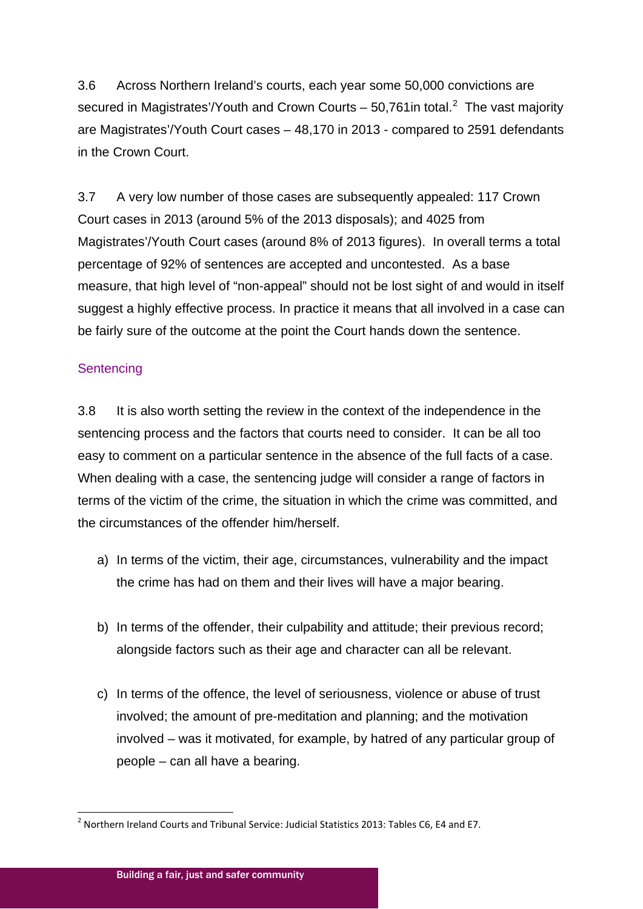3.6 Across Northern Ireland's courts, each year some 50,000 convictions are secured in Magistrates'/Youth and Crown Courts – 50,761in total.[2] The vast majority are Magistrates'/Youth Court cases – 48,170 in 2013 - compared to 2591 defendants in the Crown Court.

3.7 A very low number of those cases are subsequently appealed: 117 Crown Court cases in 2013 (around 5% of the 2013 disposals); and 4025 from Magistrates'/Youth Court cases (around 8% of 2013 figures). In overall terms a total percentage of 92% of sentences are accepted and uncontested. As a base measure, that high level of "non-appeal" should not be lost sight of and would in itself suggest a highly effective process. In practice it means that all involved in a case can be fairly sure of the outcome at the point the Court hands down the sentence.

## Sentencing

3.8 It is also worth setting the review in the context of the independence in the sentencing process and the factors that courts need to consider. It can be all too easy to comment on a particular sentence in the absence of the full facts of a case. When dealing with a case, the sentencing judge will consider a range of factors in terms of the victim of the crime, the situation in which the crime was committed, and the circumstances of the offender him/herself.

a) In terms of the victim, their age, circumstances, vulnerability and the impact the crime has had on them and their lives will have a major bearing.

b) In terms of the offender, their culpability and attitude; their previous record; alongside factors such as their age and character can all be relevant.

c) In terms of the offence, the level of seriousness, violence or abuse of trust involved; the amount of pre-meditation and planning; and the motivation involved – was it motivated, for example, by hatred of any particular group of people – can all have a bearing.

[2] Northern Ireland Courts and Tribunal Service: Judicial Statistics 2013: Tables C6, E4 and E7.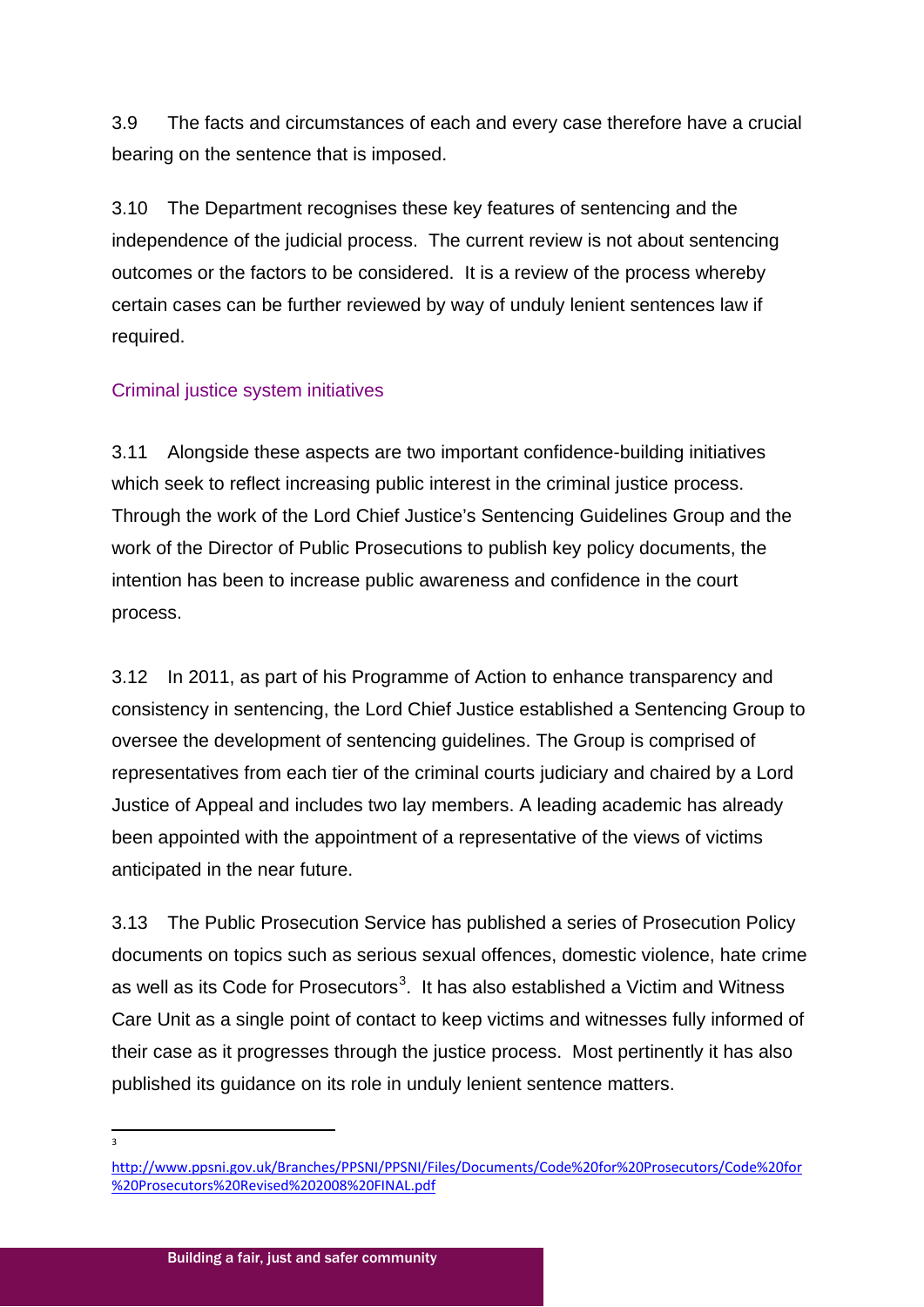3.9 The facts and circumstances of each and every case therefore have a crucial bearing on the sentence that is imposed.

3.10 The Department recognises these key features of sentencing and the independence of the judicial process. The current review is not about sentencing outcomes or the factors to be considered. It is a review of the process whereby certain cases can be further reviewed by way of unduly lenient sentences law if required.

### Criminal justice system initiatives

3.11 Alongside these aspects are two important confidence-building initiatives which seek to reflect increasing public interest in the criminal justice process. Through the work of the Lord Chief Justice's Sentencing Guidelines Group and the work of the Director of Public Prosecutions to publish key policy documents, the intention has been to increase public awareness and confidence in the court process.

3.12 In 2011, as part of his Programme of Action to enhance transparency and consistency in sentencing, the Lord Chief Justice established a Sentencing Group to oversee the development of sentencing guidelines. The Group is comprised of representatives from each tier of the criminal courts judiciary and chaired by a Lord Justice of Appeal and includes two lay members. A leading academic has already been appointed with the appointment of a representative of the views of victims anticipated in the near future.

3.13 The Public Prosecution Service has published a series of Prosecution Policy documents on topics such as serious sexual offences, domestic violence, hate crime as well as its Code for Prosecutors[3]. It has also established a Victim and Witness Care Unit as a single point of contact to keep victims and witnesses fully informed of their case as it progresses through the justice process. Most pertinently it has also published its guidance on its role in unduly lenient sentence matters.

---

[3] http://www.ppsni.gov.uk/Branches/PPSNI/PPSNI/Files/Documents/Code%20for%20Prosecutors/Code%20for%20Prosecutors%20Revised%202008%20FINAL.pdf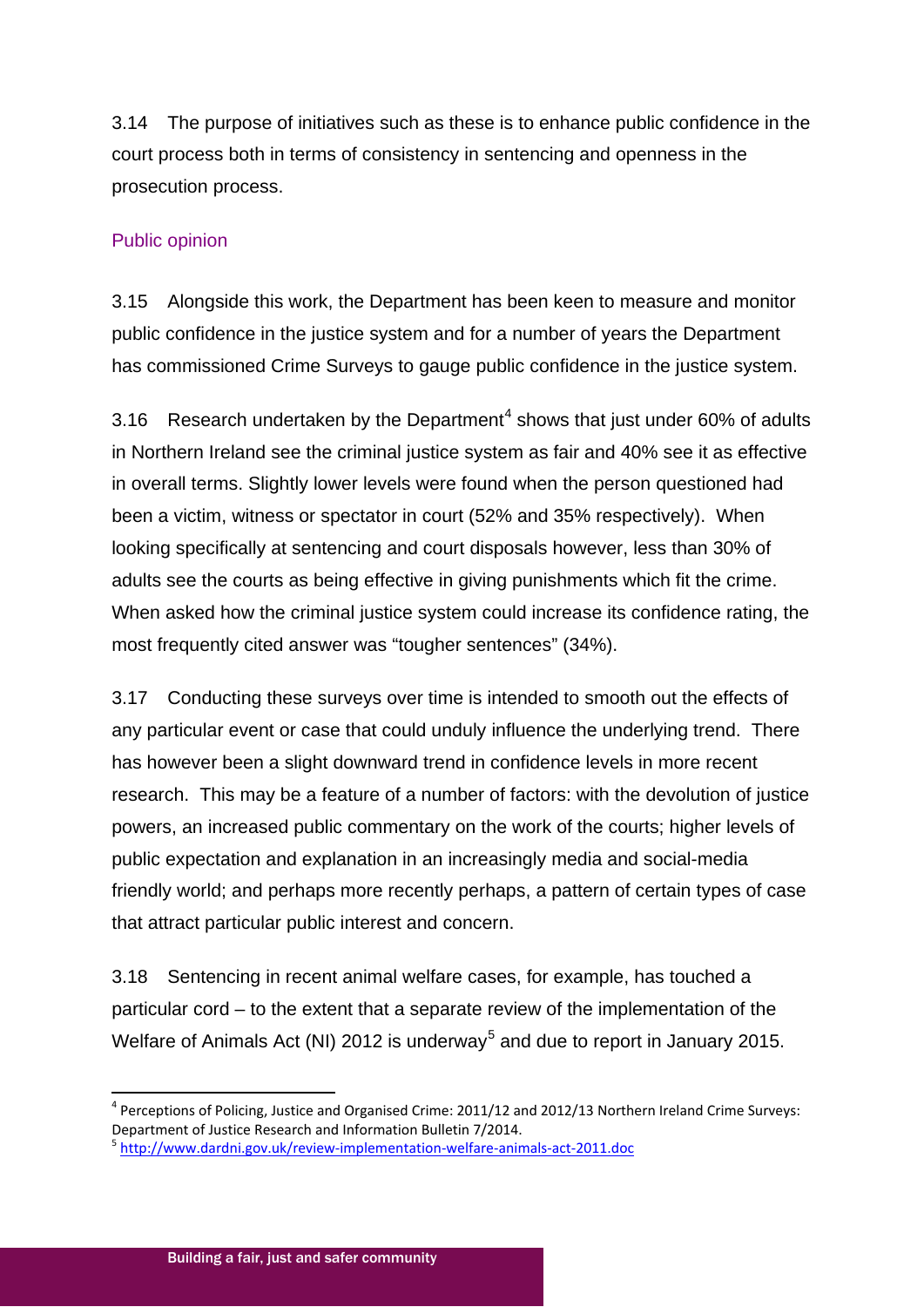3.14 The purpose of initiatives such as these is to enhance public confidence in the court process both in terms of consistency in sentencing and openness in the prosecution process.

## Public opinion

3.15 Alongside this work, the Department has been keen to measure and monitor public confidence in the justice system and for a number of years the Department has commissioned Crime Surveys to gauge public confidence in the justice system.

3.16 Research undertaken by the Department[4] shows that just under 60% of adults in Northern Ireland see the criminal justice system as fair and 40% see it as effective in overall terms. Slightly lower levels were found when the person questioned had been a victim, witness or spectator in court (52% and 35% respectively). When looking specifically at sentencing and court disposals however, less than 30% of adults see the courts as being effective in giving punishments which fit the crime. When asked how the criminal justice system could increase its confidence rating, the most frequently cited answer was "tougher sentences" (34%).

3.17 Conducting these surveys over time is intended to smooth out the effects of any particular event or case that could unduly influence the underlying trend. There has however been a slight downward trend in confidence levels in more recent research. This may be a feature of a number of factors: with the devolution of justice powers, an increased public commentary on the work of the courts; higher levels of public expectation and explanation in an increasingly media and social-media friendly world; and perhaps more recently perhaps, a pattern of certain types of case that attract particular public interest and concern.

3.18 Sentencing in recent animal welfare cases, for example, has touched a particular cord – to the extent that a separate review of the implementation of the Welfare of Animals Act (NI) 2012 is underway[5] and due to report in January 2015.

---

[4] Perceptions of Policing, Justice and Organised Crime: 2011/12 and 2012/13 Northern Ireland Crime Surveys: Department of Justice Research and Information Bulletin 7/2014.

[5] http://www.dardni.gov.uk/review-implementation-welfare-animals-act-2011.doc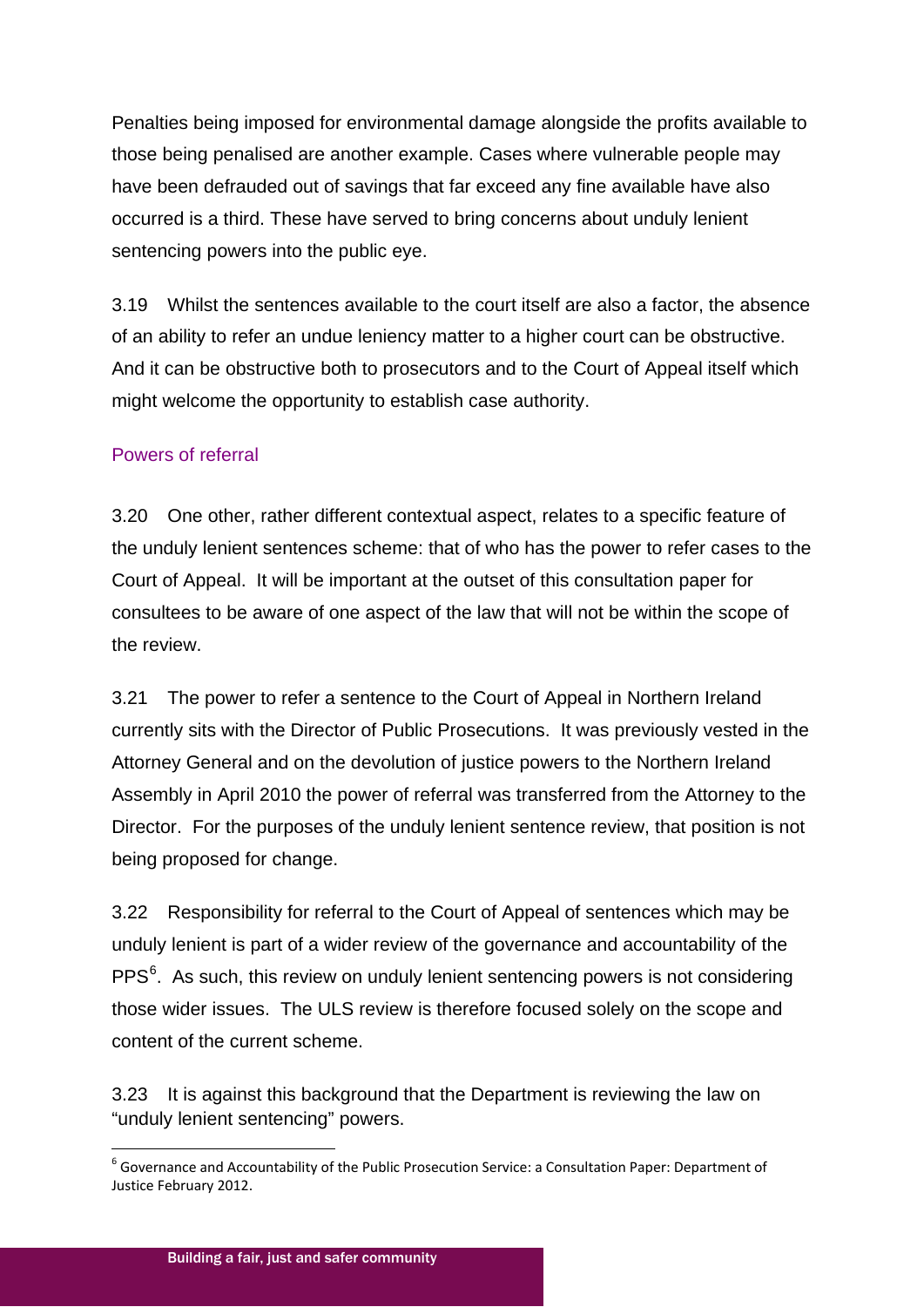Penalties being imposed for environmental damage alongside the profits available to those being penalised are another example. Cases where vulnerable people may have been defrauded out of savings that far exceed any fine available have also occurred is a third. These have served to bring concerns about unduly lenient sentencing powers into the public eye.

3.19 Whilst the sentences available to the court itself are also a factor, the absence of an ability to refer an undue leniency matter to a higher court can be obstructive. And it can be obstructive both to prosecutors and to the Court of Appeal itself which might welcome the opportunity to establish case authority.

### Powers of referral

3.20 One other, rather different contextual aspect, relates to a specific feature of the unduly lenient sentences scheme: that of who has the power to refer cases to the Court of Appeal. It will be important at the outset of this consultation paper for consultees to be aware of one aspect of the law that will not be within the scope of the review.

3.21 The power to refer a sentence to the Court of Appeal in Northern Ireland currently sits with the Director of Public Prosecutions. It was previously vested in the Attorney General and on the devolution of justice powers to the Northern Ireland Assembly in April 2010 the power of referral was transferred from the Attorney to the Director. For the purposes of the unduly lenient sentence review, that position is not being proposed for change.

3.22 Responsibility for referral to the Court of Appeal of sentences which may be unduly lenient is part of a wider review of the governance and accountability of the PPS[6]. As such, this review on unduly lenient sentencing powers is not considering those wider issues. The ULS review is therefore focused solely on the scope and content of the current scheme.

3.23 It is against this background that the Department is reviewing the law on "unduly lenient sentencing" powers.

[6] Governance and Accountability of the Public Prosecution Service: a Consultation Paper: Department of Justice February 2012.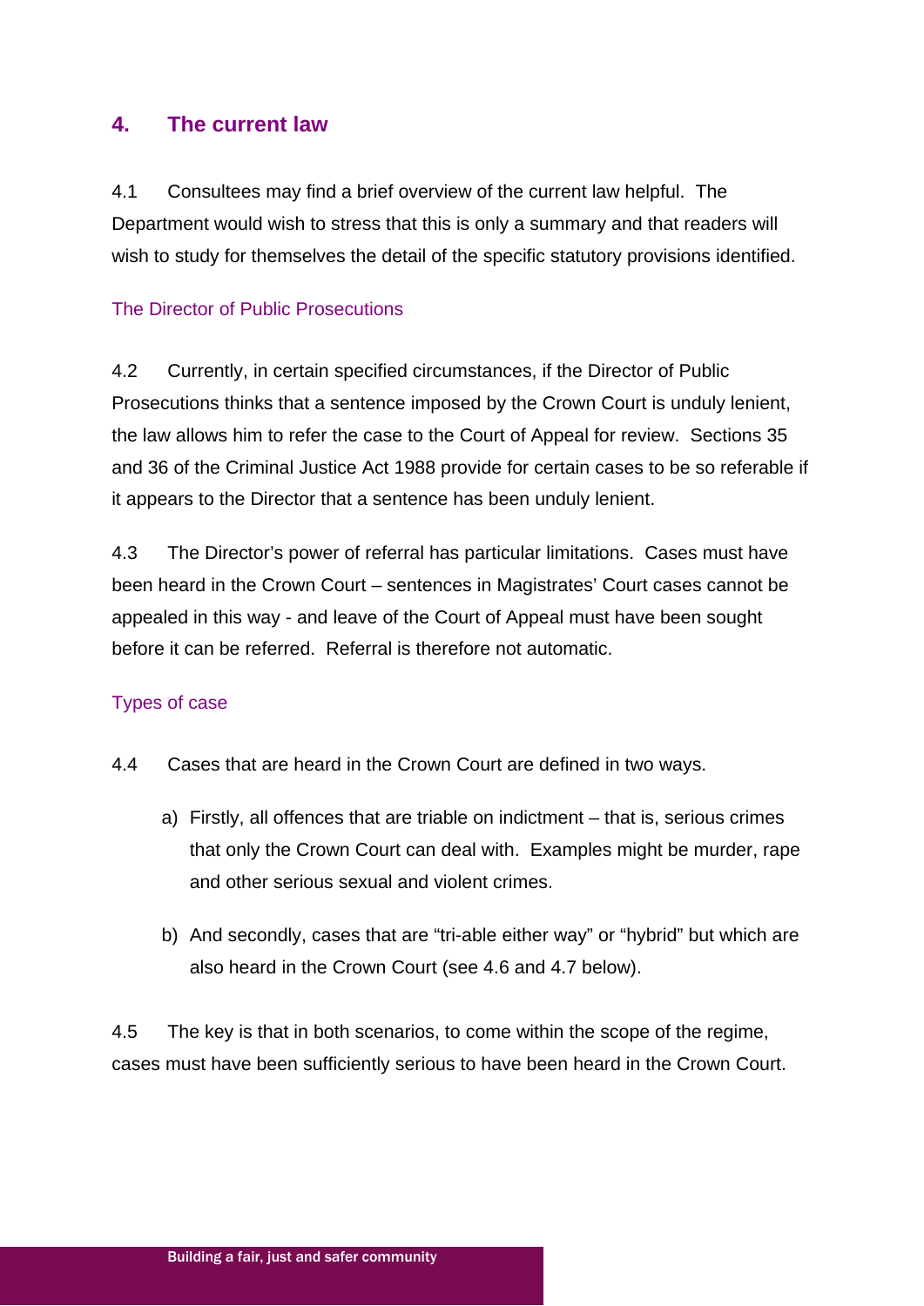## 4. The current law

4.1 Consultees may find a brief overview of the current law helpful. The Department would wish to stress that this is only a summary and that readers will wish to study for themselves the detail of the specific statutory provisions identified.

### The Director of Public Prosecutions

4.2 Currently, in certain specified circumstances, if the Director of Public Prosecutions thinks that a sentence imposed by the Crown Court is unduly lenient, the law allows him to refer the case to the Court of Appeal for review. Sections 35 and 36 of the Criminal Justice Act 1988 provide for certain cases to be so referable if it appears to the Director that a sentence has been unduly lenient.

4.3 The Director's power of referral has particular limitations. Cases must have been heard in the Crown Court – sentences in Magistrates' Court cases cannot be appealed in this way - and leave of the Court of Appeal must have been sought before it can be referred. Referral is therefore not automatic.

### Types of case

4.4 Cases that are heard in the Crown Court are defined in two ways.

a) Firstly, all offences that are triable on indictment – that is, serious crimes that only the Crown Court can deal with. Examples might be murder, rape and other serious sexual and violent crimes.

b) And secondly, cases that are "tri-able either way" or "hybrid" but which are also heard in the Crown Court (see 4.6 and 4.7 below).

4.5 The key is that in both scenarios, to come within the scope of the regime, cases must have been sufficiently serious to have been heard in the Crown Court.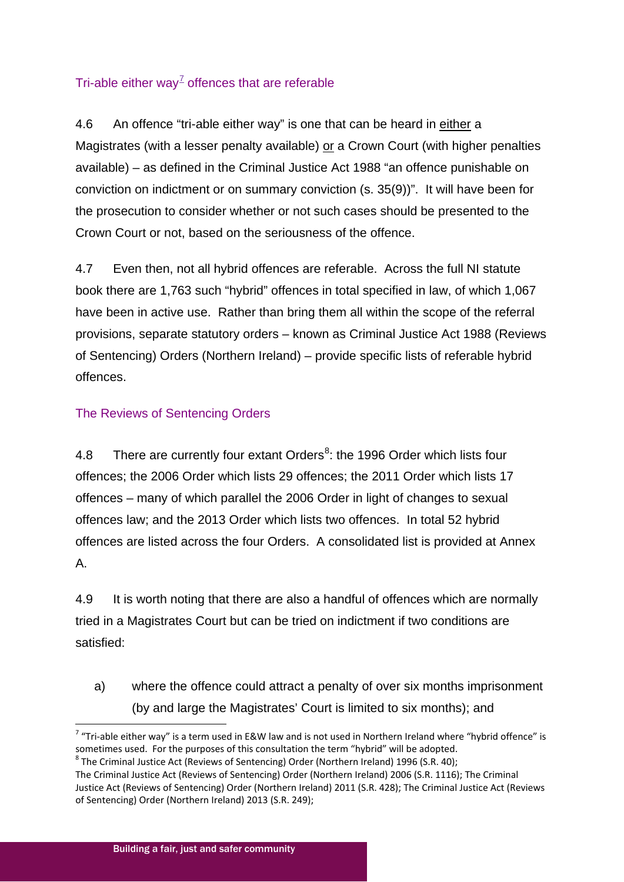### Tri-able either way[7] offences that are referable

4.6 An offence "tri-able either way" is one that can be heard in either a Magistrates (with a lesser penalty available) or a Crown Court (with higher penalties available) – as defined in the Criminal Justice Act 1988 "an offence punishable on conviction on indictment or on summary conviction (s. 35(9))". It will have been for the prosecution to consider whether or not such cases should be presented to the Crown Court or not, based on the seriousness of the offence.

4.7 Even then, not all hybrid offences are referable. Across the full NI statute book there are 1,763 such "hybrid" offences in total specified in law, of which 1,067 have been in active use. Rather than bring them all within the scope of the referral provisions, separate statutory orders – known as Criminal Justice Act 1988 (Reviews of Sentencing) Orders (Northern Ireland) – provide specific lists of referable hybrid offences.

### The Reviews of Sentencing Orders

4.8 There are currently four extant Orders[8]: the 1996 Order which lists four offences; the 2006 Order which lists 29 offences; the 2011 Order which lists 17 offences – many of which parallel the 2006 Order in light of changes to sexual offences law; and the 2013 Order which lists two offences. In total 52 hybrid offences are listed across the four Orders. A consolidated list is provided at Annex A.

4.9 It is worth noting that there are also a handful of offences which are normally tried in a Magistrates Court but can be tried on indictment if two conditions are satisfied:

a) where the offence could attract a penalty of over six months imprisonment (by and large the Magistrates' Court is limited to six months); and

---

[7] "Tri-able either way" is a term used in E&W law and is not used in Northern Ireland where "hybrid offence" is sometimes used. For the purposes of this consultation the term "hybrid" will be adopted.

[8] The Criminal Justice Act (Reviews of Sentencing) Order (Northern Ireland) 1996 (S.R. 40); The Criminal Justice Act (Reviews of Sentencing) Order (Northern Ireland) 2006 (S.R. 1116); The Criminal Justice Act (Reviews of Sentencing) Order (Northern Ireland) 2011 (S.R. 428); The Criminal Justice Act (Reviews of Sentencing) Order (Northern Ireland) 2013 (S.R. 249);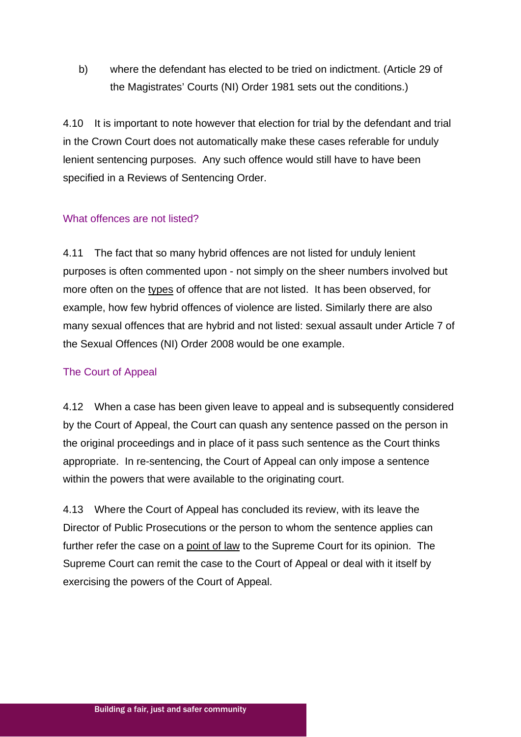b) where the defendant has elected to be tried on indictment. (Article 29 of the Magistrates' Courts (NI) Order 1981 sets out the conditions.)

4.10 It is important to note however that election for trial by the defendant and trial in the Crown Court does not automatically make these cases referable for unduly lenient sentencing purposes. Any such offence would still have to have been specified in a Reviews of Sentencing Order.

### What offences are not listed?

4.11 The fact that so many hybrid offences are not listed for unduly lenient purposes is often commented upon - not simply on the sheer numbers involved but more often on the types of offence that are not listed. It has been observed, for example, how few hybrid offences of violence are listed. Similarly there are also many sexual offences that are hybrid and not listed: sexual assault under Article 7 of the Sexual Offences (NI) Order 2008 would be one example.

### The Court of Appeal

4.12 When a case has been given leave to appeal and is subsequently considered by the Court of Appeal, the Court can quash any sentence passed on the person in the original proceedings and in place of it pass such sentence as the Court thinks appropriate. In re-sentencing, the Court of Appeal can only impose a sentence within the powers that were available to the originating court.

4.13 Where the Court of Appeal has concluded its review, with its leave the Director of Public Prosecutions or the person to whom the sentence applies can further refer the case on a point of law to the Supreme Court for its opinion. The Supreme Court can remit the case to the Court of Appeal or deal with it itself by exercising the powers of the Court of Appeal.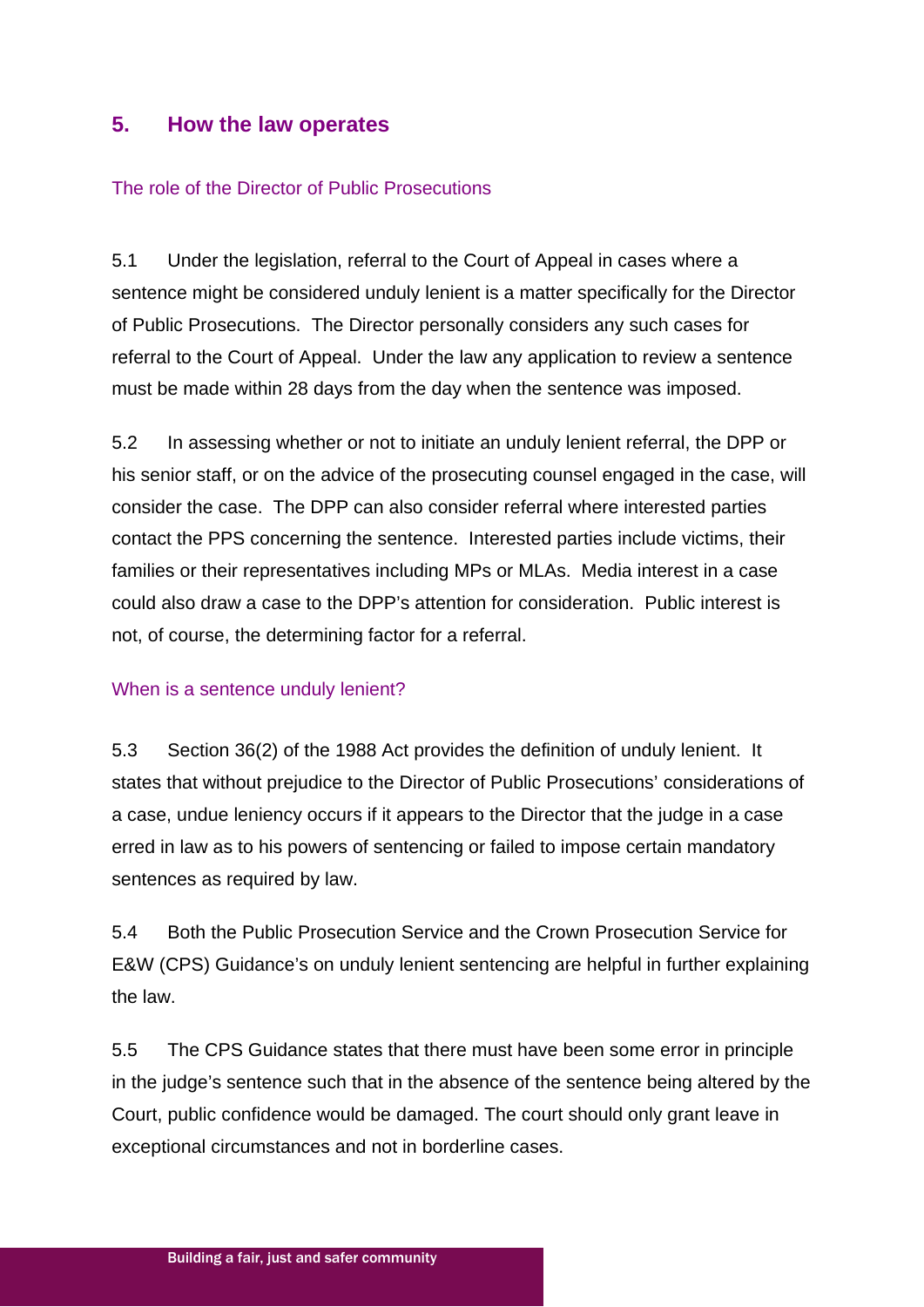## 5. How the law operates

### The role of the Director of Public Prosecutions

5.1 Under the legislation, referral to the Court of Appeal in cases where a sentence might be considered unduly lenient is a matter specifically for the Director of Public Prosecutions. The Director personally considers any such cases for referral to the Court of Appeal. Under the law any application to review a sentence must be made within 28 days from the day when the sentence was imposed.

5.2 In assessing whether or not to initiate an unduly lenient referral, the DPP or his senior staff, or on the advice of the prosecuting counsel engaged in the case, will consider the case. The DPP can also consider referral where interested parties contact the PPS concerning the sentence. Interested parties include victims, their families or their representatives including MPs or MLAs. Media interest in a case could also draw a case to the DPP's attention for consideration. Public interest is not, of course, the determining factor for a referral.

### When is a sentence unduly lenient?

5.3 Section 36(2) of the 1988 Act provides the definition of unduly lenient. It states that without prejudice to the Director of Public Prosecutions' considerations of a case, undue leniency occurs if it appears to the Director that the judge in a case erred in law as to his powers of sentencing or failed to impose certain mandatory sentences as required by law.

5.4 Both the Public Prosecution Service and the Crown Prosecution Service for E&W (CPS) Guidance's on unduly lenient sentencing are helpful in further explaining the law.

5.5 The CPS Guidance states that there must have been some error in principle in the judge's sentence such that in the absence of the sentence being altered by the Court, public confidence would be damaged. The court should only grant leave in exceptional circumstances and not in borderline cases.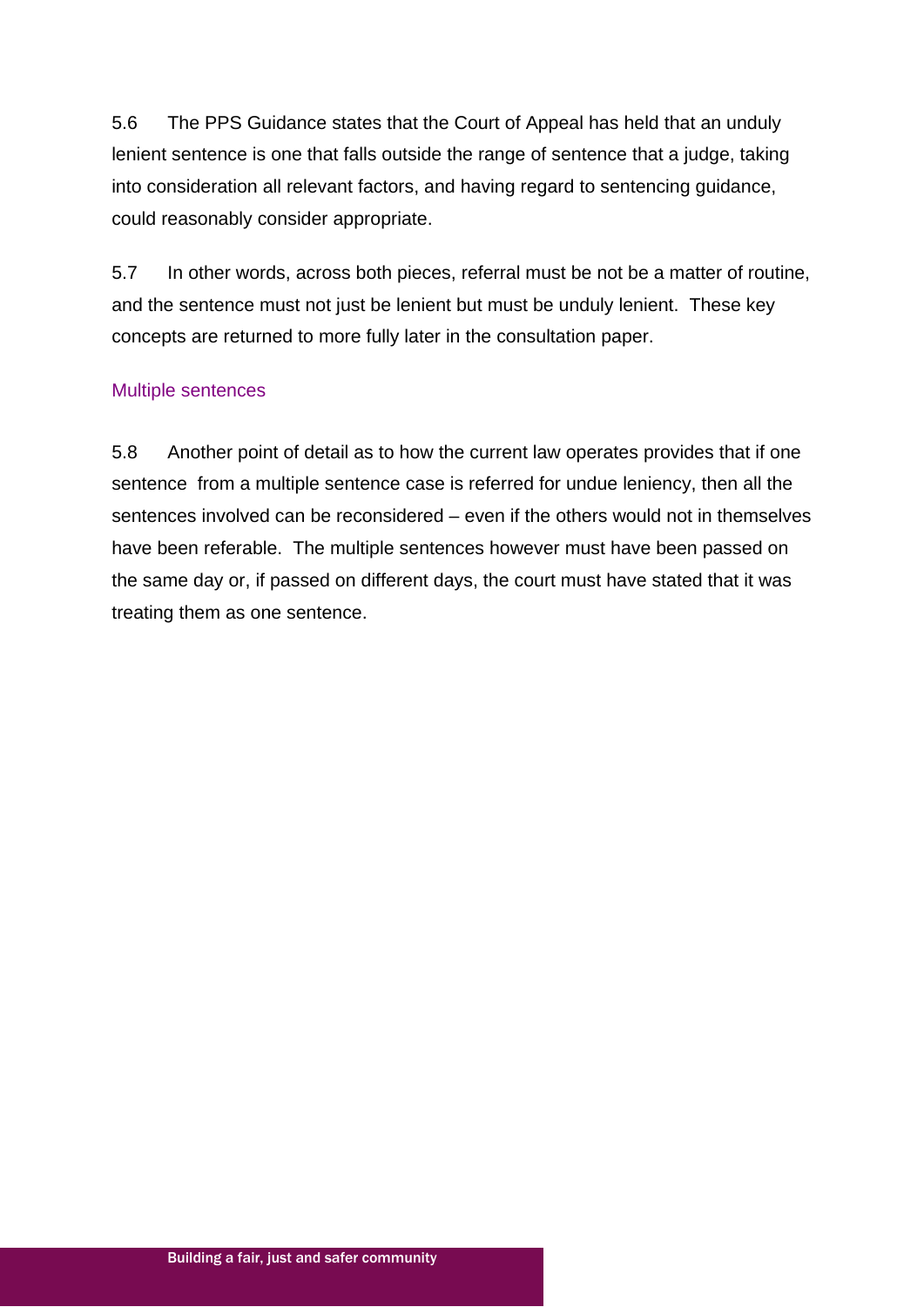5.6 The PPS Guidance states that the Court of Appeal has held that an unduly lenient sentence is one that falls outside the range of sentence that a judge, taking into consideration all relevant factors, and having regard to sentencing guidance, could reasonably consider appropriate.

5.7 In other words, across both pieces, referral must be not be a matter of routine, and the sentence must not just be lenient but must be unduly lenient. These key concepts are returned to more fully later in the consultation paper.

### Multiple sentences

5.8 Another point of detail as to how the current law operates provides that if one sentence from a multiple sentence case is referred for undue leniency, then all the sentences involved can be reconsidered – even if the others would not in themselves have been referable. The multiple sentences however must have been passed on the same day or, if passed on different days, the court must have stated that it was treating them as one sentence.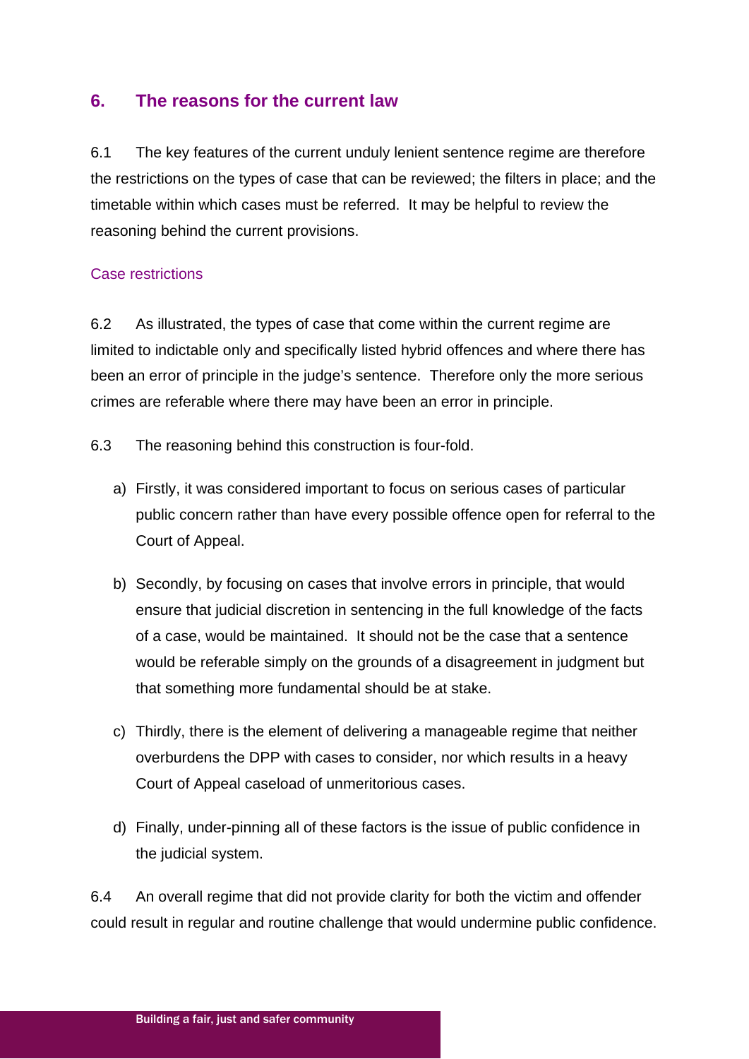## 6. The reasons for the current law

6.1 The key features of the current unduly lenient sentence regime are therefore the restrictions on the types of case that can be reviewed; the filters in place; and the timetable within which cases must be referred. It may be helpful to review the reasoning behind the current provisions.

### Case restrictions

6.2 As illustrated, the types of case that come within the current regime are limited to indictable only and specifically listed hybrid offences and where there has been an error of principle in the judge's sentence. Therefore only the more serious crimes are referable where there may have been an error in principle.

6.3 The reasoning behind this construction is four-fold.

a) Firstly, it was considered important to focus on serious cases of particular public concern rather than have every possible offence open for referral to the Court of Appeal.

b) Secondly, by focusing on cases that involve errors in principle, that would ensure that judicial discretion in sentencing in the full knowledge of the facts of a case, would be maintained. It should not be the case that a sentence would be referable simply on the grounds of a disagreement in judgment but that something more fundamental should be at stake.

c) Thirdly, there is the element of delivering a manageable regime that neither overburdens the DPP with cases to consider, nor which results in a heavy Court of Appeal caseload of unmeritorious cases.

d) Finally, under-pinning all of these factors is the issue of public confidence in the judicial system.

6.4 An overall regime that did not provide clarity for both the victim and offender could result in regular and routine challenge that would undermine public confidence.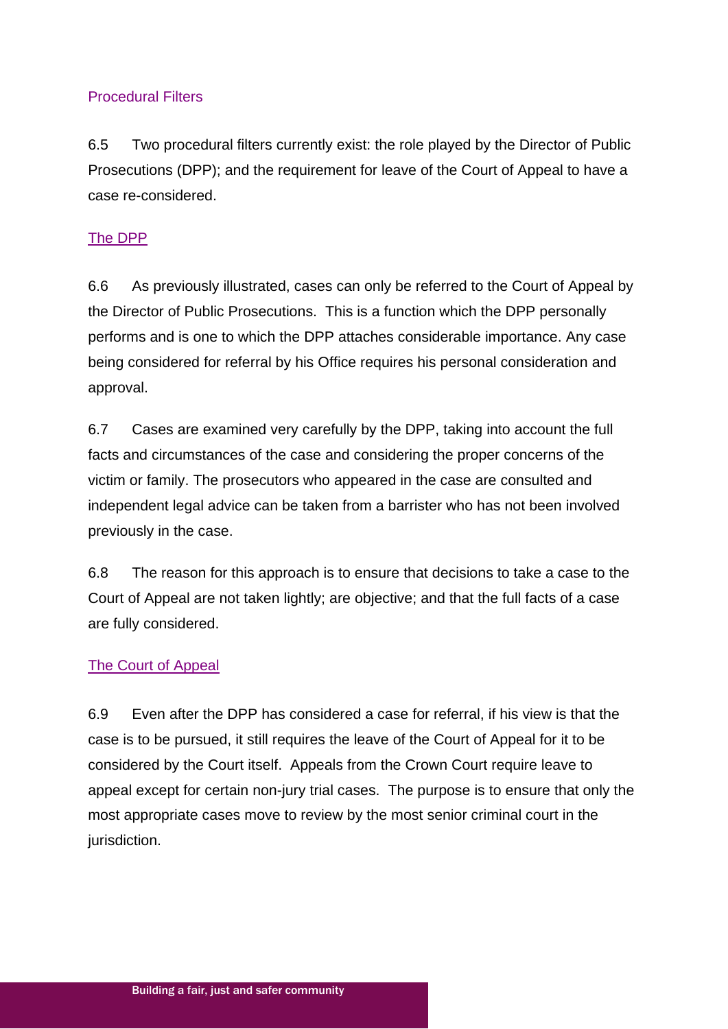## Procedural Filters

6.5 Two procedural filters currently exist: the role played by the Director of Public Prosecutions (DPP); and the requirement for leave of the Court of Appeal to have a case re-considered.

### The DPP

6.6 As previously illustrated, cases can only be referred to the Court of Appeal by the Director of Public Prosecutions. This is a function which the DPP personally performs and is one to which the DPP attaches considerable importance. Any case being considered for referral by his Office requires his personal consideration and approval.

6.7 Cases are examined very carefully by the DPP, taking into account the full facts and circumstances of the case and considering the proper concerns of the victim or family. The prosecutors who appeared in the case are consulted and independent legal advice can be taken from a barrister who has not been involved previously in the case.

6.8 The reason for this approach is to ensure that decisions to take a case to the Court of Appeal are not taken lightly; are objective; and that the full facts of a case are fully considered.

### The Court of Appeal

6.9 Even after the DPP has considered a case for referral, if his view is that the case is to be pursued, it still requires the leave of the Court of Appeal for it to be considered by the Court itself. Appeals from the Crown Court require leave to appeal except for certain non-jury trial cases. The purpose is to ensure that only the most appropriate cases move to review by the most senior criminal court in the jurisdiction.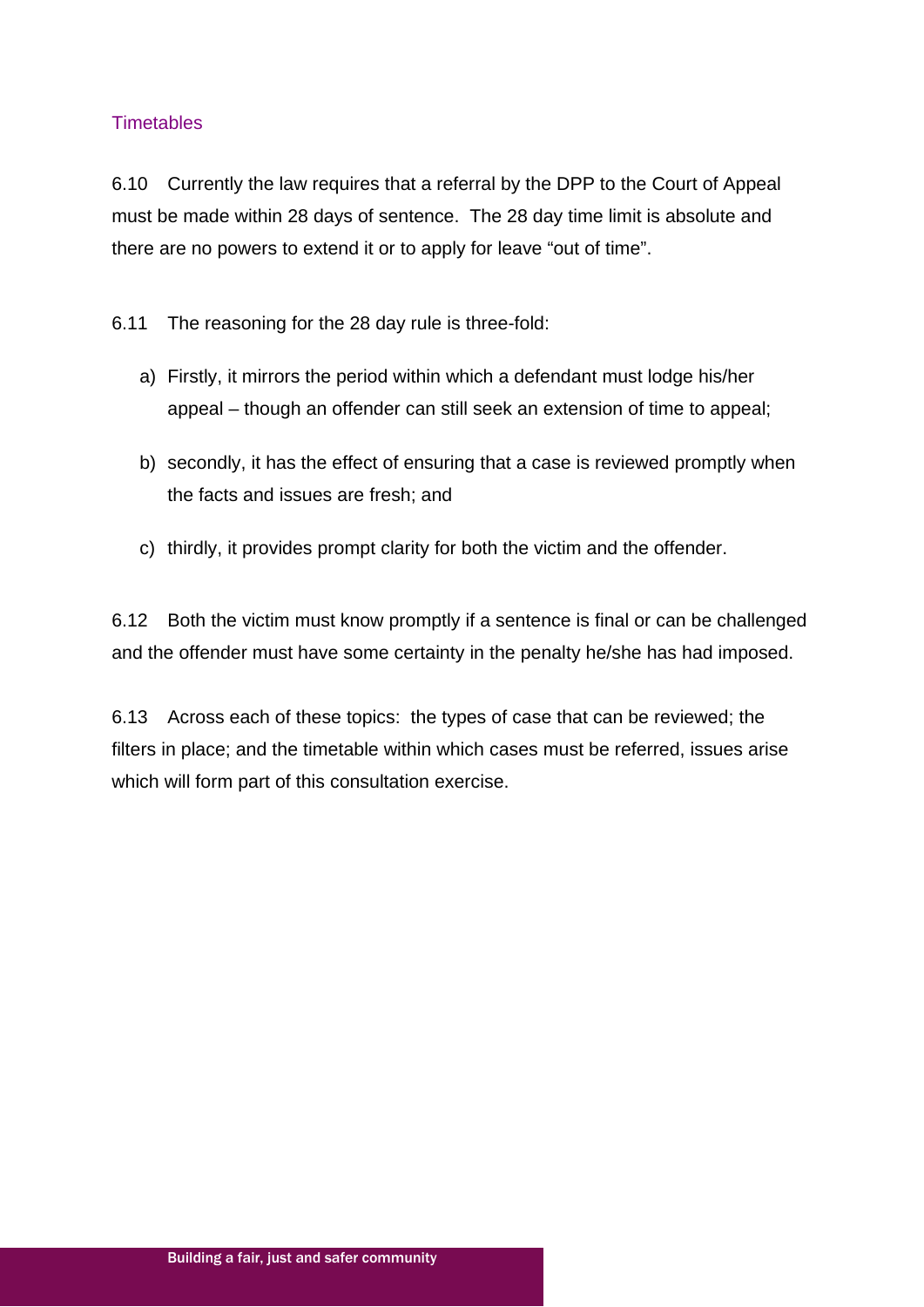### Timetables

6.10 Currently the law requires that a referral by the DPP to the Court of Appeal must be made within 28 days of sentence. The 28 day time limit is absolute and there are no powers to extend it or to apply for leave "out of time".

6.11 The reasoning for the 28 day rule is three-fold:

a) Firstly, it mirrors the period within which a defendant must lodge his/her appeal – though an offender can still seek an extension of time to appeal;

b) secondly, it has the effect of ensuring that a case is reviewed promptly when the facts and issues are fresh; and

c) thirdly, it provides prompt clarity for both the victim and the offender.

6.12 Both the victim must know promptly if a sentence is final or can be challenged and the offender must have some certainty in the penalty he/she has had imposed.

6.13 Across each of these topics: the types of case that can be reviewed; the filters in place; and the timetable within which cases must be referred, issues arise which will form part of this consultation exercise.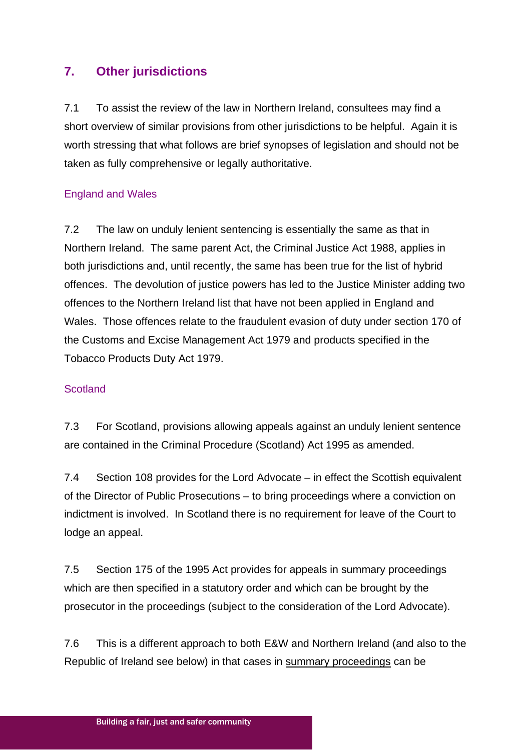## 7. Other jurisdictions

7.1 To assist the review of the law in Northern Ireland, consultees may find a short overview of similar provisions from other jurisdictions to be helpful. Again it is worth stressing that what follows are brief synopses of legislation and should not be taken as fully comprehensive or legally authoritative.

### England and Wales

7.2 The law on unduly lenient sentencing is essentially the same as that in Northern Ireland. The same parent Act, the Criminal Justice Act 1988, applies in both jurisdictions and, until recently, the same has been true for the list of hybrid offences. The devolution of justice powers has led to the Justice Minister adding two offences to the Northern Ireland list that have not been applied in England and Wales. Those offences relate to the fraudulent evasion of duty under section 170 of the Customs and Excise Management Act 1979 and products specified in the Tobacco Products Duty Act 1979.

### Scotland

7.3 For Scotland, provisions allowing appeals against an unduly lenient sentence are contained in the Criminal Procedure (Scotland) Act 1995 as amended.

7.4 Section 108 provides for the Lord Advocate – in effect the Scottish equivalent of the Director of Public Prosecutions – to bring proceedings where a conviction on indictment is involved. In Scotland there is no requirement for leave of the Court to lodge an appeal.

7.5 Section 175 of the 1995 Act provides for appeals in summary proceedings which are then specified in a statutory order and which can be brought by the prosecutor in the proceedings (subject to the consideration of the Lord Advocate).

7.6 This is a different approach to both E&W and Northern Ireland (and also to the Republic of Ireland see below) in that cases in <u>summary proceedings</u> can be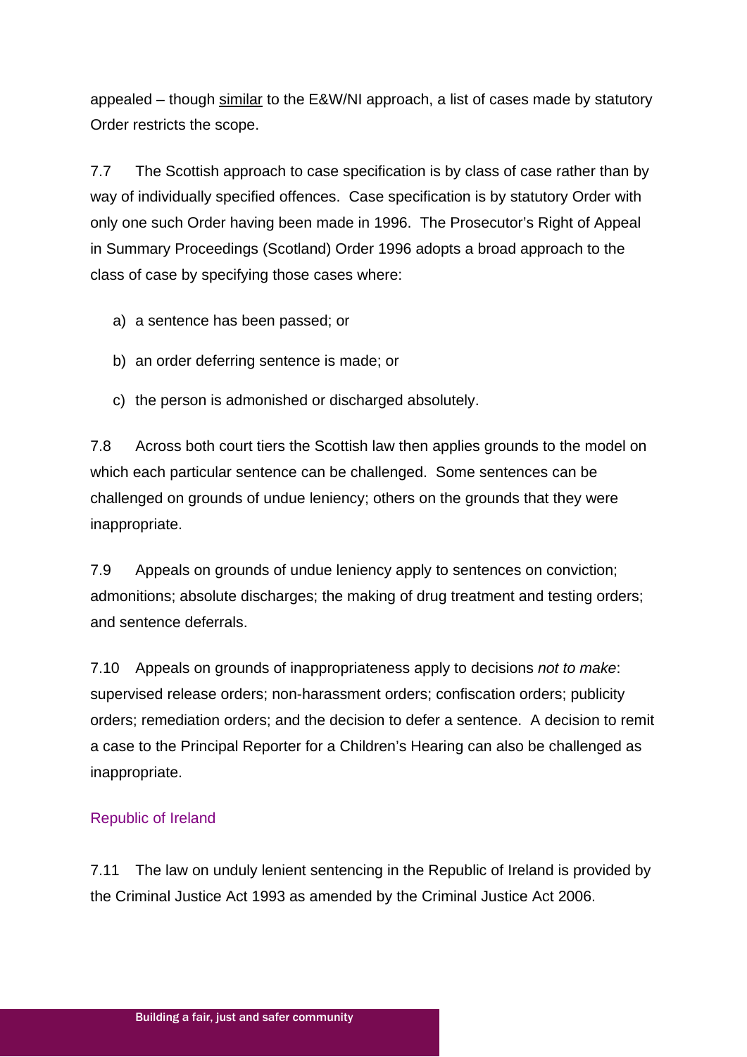appealed – though similar to the E&W/NI approach, a list of cases made by statutory Order restricts the scope.

7.7 The Scottish approach to case specification is by class of case rather than by way of individually specified offences. Case specification is by statutory Order with only one such Order having been made in 1996. The Prosecutor's Right of Appeal in Summary Proceedings (Scotland) Order 1996 adopts a broad approach to the class of case by specifying those cases where:

a) a sentence has been passed; or

b) an order deferring sentence is made; or

c) the person is admonished or discharged absolutely.

7.8 Across both court tiers the Scottish law then applies grounds to the model on which each particular sentence can be challenged. Some sentences can be challenged on grounds of undue leniency; others on the grounds that they were inappropriate.

7.9 Appeals on grounds of undue leniency apply to sentences on conviction; admonitions; absolute discharges; the making of drug treatment and testing orders; and sentence deferrals.

7.10 Appeals on grounds of inappropriateness apply to decisions *not to make*: supervised release orders; non-harassment orders; confiscation orders; publicity orders; remediation orders; and the decision to defer a sentence. A decision to remit a case to the Principal Reporter for a Children's Hearing can also be challenged as inappropriate.

## Republic of Ireland

7.11 The law on unduly lenient sentencing in the Republic of Ireland is provided by the Criminal Justice Act 1993 as amended by the Criminal Justice Act 2006.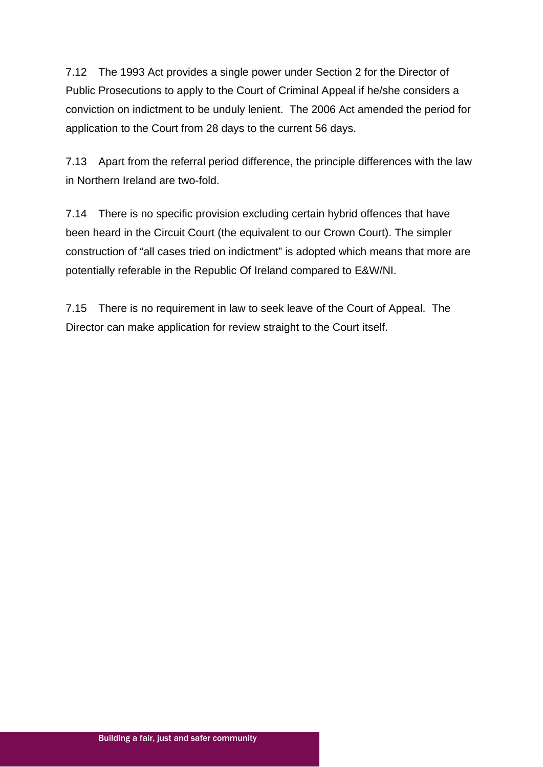7.12 The 1993 Act provides a single power under Section 2 for the Director of Public Prosecutions to apply to the Court of Criminal Appeal if he/she considers a conviction on indictment to be unduly lenient. The 2006 Act amended the period for application to the Court from 28 days to the current 56 days.

7.13 Apart from the referral period difference, the principle differences with the law in Northern Ireland are two-fold.

7.14 There is no specific provision excluding certain hybrid offences that have been heard in the Circuit Court (the equivalent to our Crown Court). The simpler construction of "all cases tried on indictment" is adopted which means that more are potentially referable in the Republic Of Ireland compared to E&W/NI.

7.15 There is no requirement in law to seek leave of the Court of Appeal. The Director can make application for review straight to the Court itself.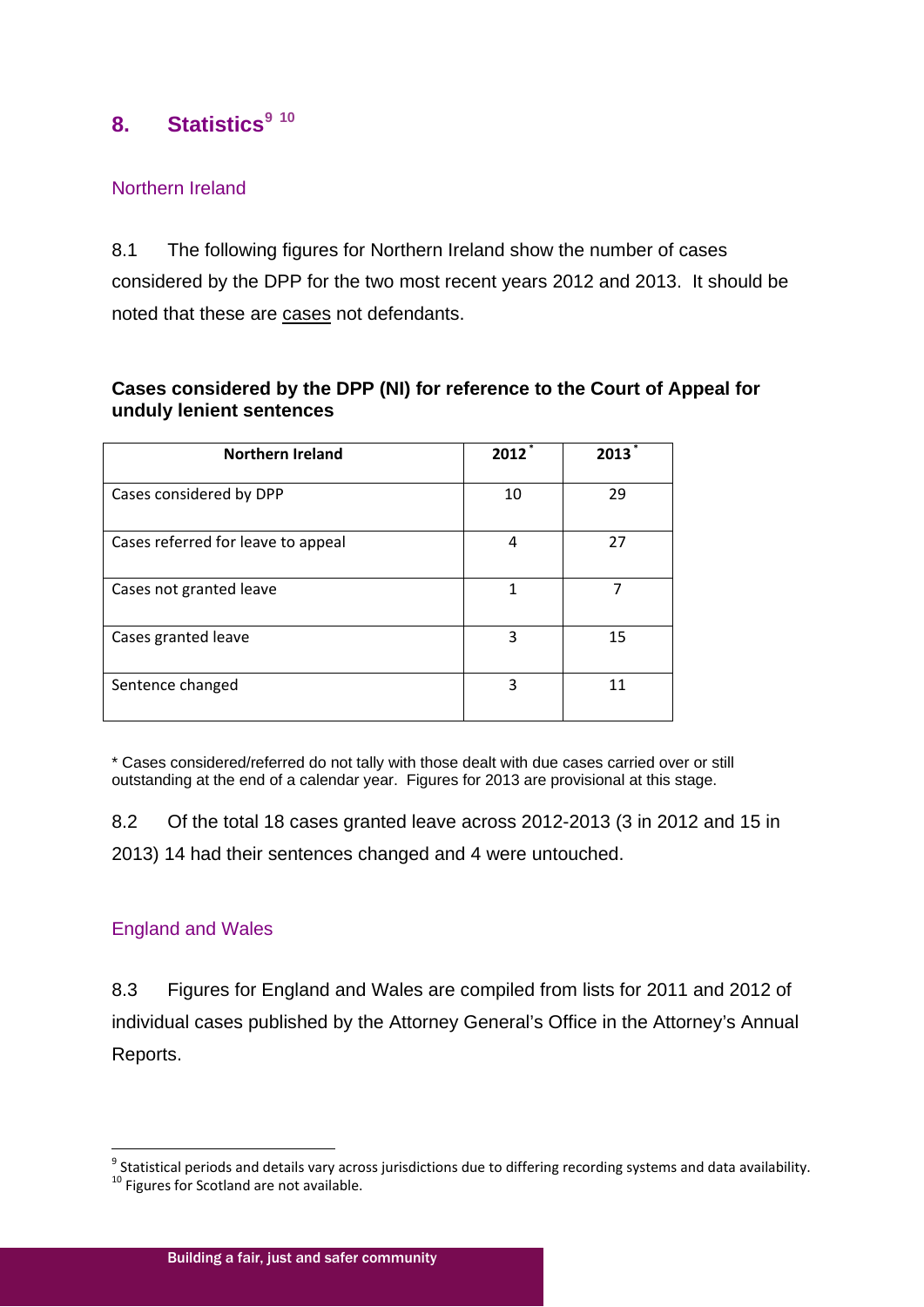## 8. Statistics[9] [10]

### Northern Ireland

8.1 The following figures for Northern Ireland show the number of cases considered by the DPP for the two most recent years 2012 and 2013. It should be noted that these are cases not defendants.

**Cases considered by the DPP (NI) for reference to the Court of Appeal for unduly lenient sentences**

| Northern Ireland | 2012 * | 2013 * |
|---|---|---|
| Cases considered by DPP | 10 | 29 |
| Cases referred for leave to appeal | 4 | 27 |
| Cases not granted leave | 1 | 7 |
| Cases granted leave | 3 | 15 |
| Sentence changed | 3 | 11 |

* Cases considered/referred do not tally with those dealt with due cases carried over or still outstanding at the end of a calendar year. Figures for 2013 are provisional at this stage.

8.2 Of the total 18 cases granted leave across 2012-2013 (3 in 2012 and 15 in 2013) 14 had their sentences changed and 4 were untouched.

### England and Wales

8.3 Figures for England and Wales are compiled from lists for 2011 and 2012 of individual cases published by the Attorney General's Office in the Attorney's Annual Reports.

---

[9] Statistical periods and details vary across jurisdictions due to differing recording systems and data availability.
[10] Figures for Scotland are not available.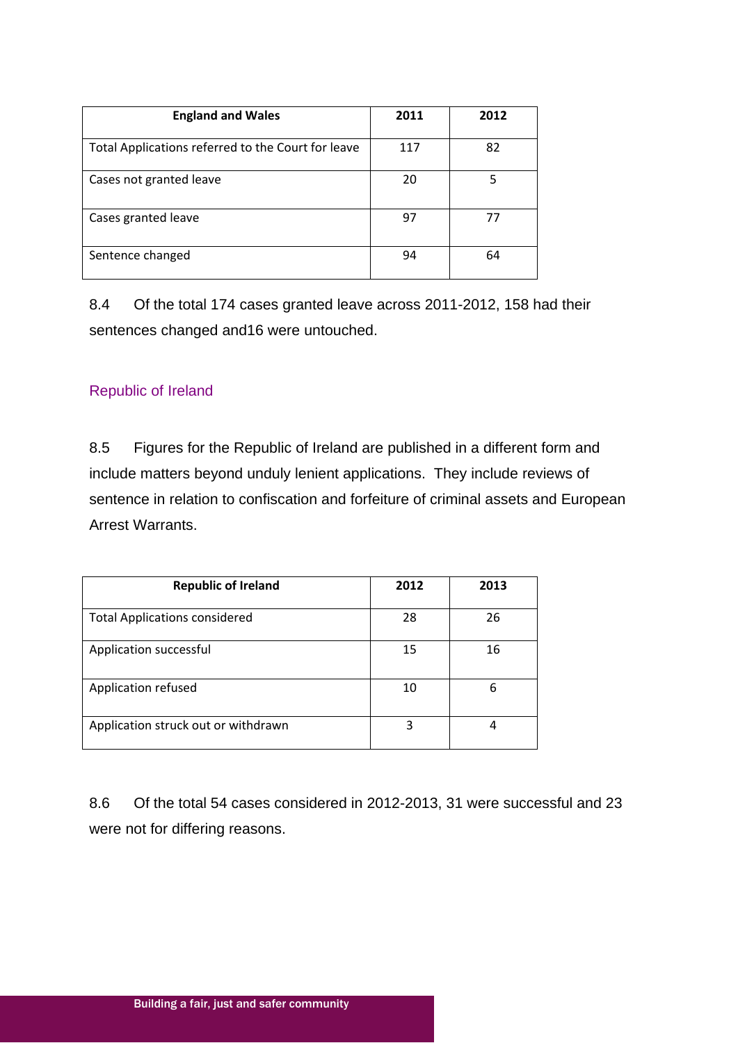| England and Wales | 2011 | 2012 |
|---|---|---|
| Total Applications referred to the Court for leave | 117 | 82 |
| Cases not granted leave | 20 | 5 |
| Cases granted leave | 97 | 77 |
| Sentence changed | 94 | 64 |

8.4 Of the total 174 cases granted leave across 2011-2012, 158 had their sentences changed and16 were untouched.

## Republic of Ireland

8.5 Figures for the Republic of Ireland are published in a different form and include matters beyond unduly lenient applications. They include reviews of sentence in relation to confiscation and forfeiture of criminal assets and European Arrest Warrants.

| Republic of Ireland | 2012 | 2013 |
|---|---|---|
| Total Applications considered | 28 | 26 |
| Application successful | 15 | 16 |
| Application refused | 10 | 6 |
| Application struck out or withdrawn | 3 | 4 |

8.6 Of the total 54 cases considered in 2012-2013, 31 were successful and 23 were not for differing reasons.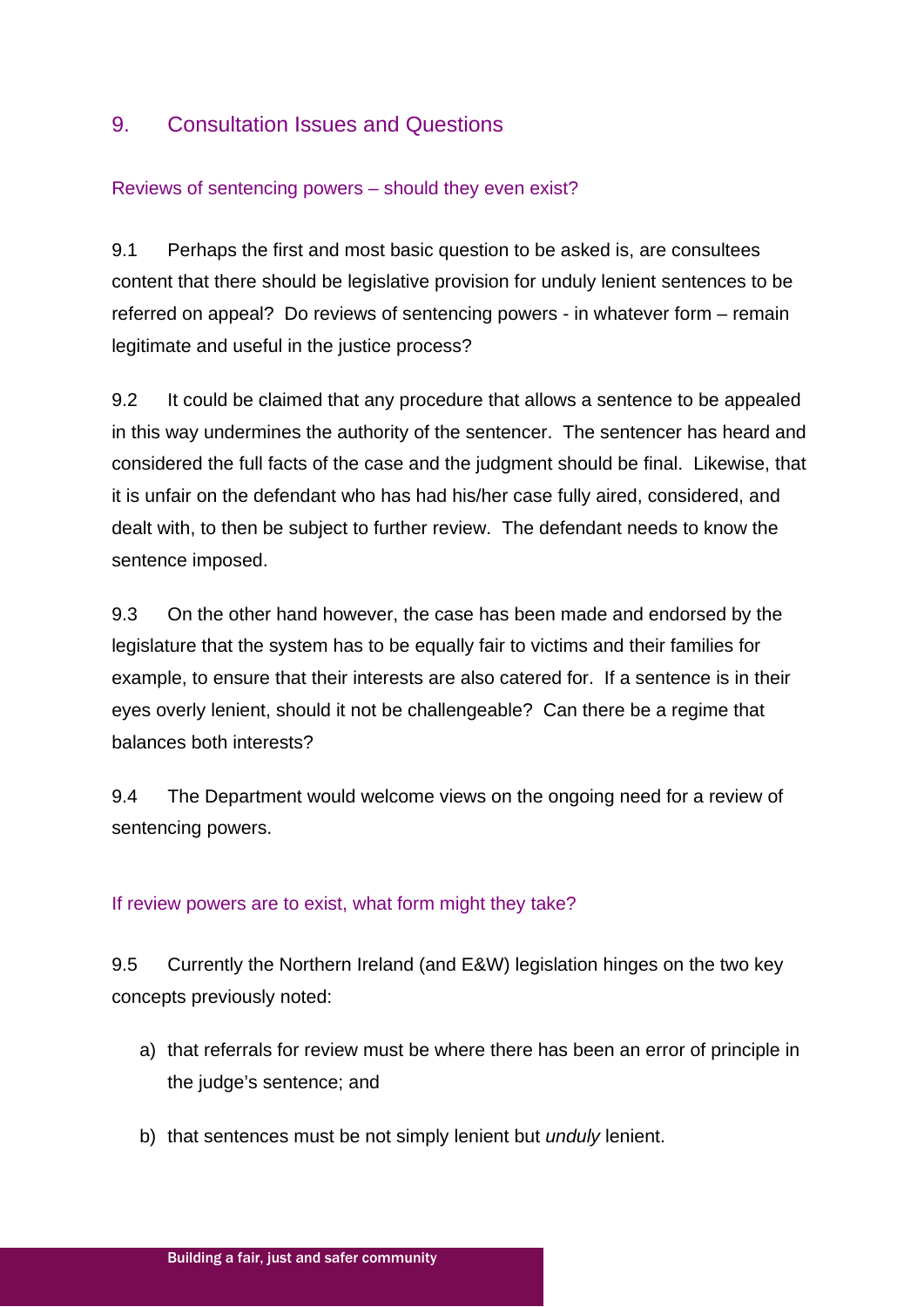## 9. Consultation Issues and Questions

### Reviews of sentencing powers – should they even exist?

9.1 Perhaps the first and most basic question to be asked is, are consultees content that there should be legislative provision for unduly lenient sentences to be referred on appeal? Do reviews of sentencing powers - in whatever form – remain legitimate and useful in the justice process?

9.2 It could be claimed that any procedure that allows a sentence to be appealed in this way undermines the authority of the sentencer. The sentencer has heard and considered the full facts of the case and the judgment should be final. Likewise, that it is unfair on the defendant who has had his/her case fully aired, considered, and dealt with, to then be subject to further review. The defendant needs to know the sentence imposed.

9.3 On the other hand however, the case has been made and endorsed by the legislature that the system has to be equally fair to victims and their families for example, to ensure that their interests are also catered for. If a sentence is in their eyes overly lenient, should it not be challengeable? Can there be a regime that balances both interests?

9.4 The Department would welcome views on the ongoing need for a review of sentencing powers.

### If review powers are to exist, what form might they take?

9.5 Currently the Northern Ireland (and E&W) legislation hinges on the two key concepts previously noted:

a) that referrals for review must be where there has been an error of principle in the judge's sentence; and

b) that sentences must be not simply lenient but *unduly* lenient.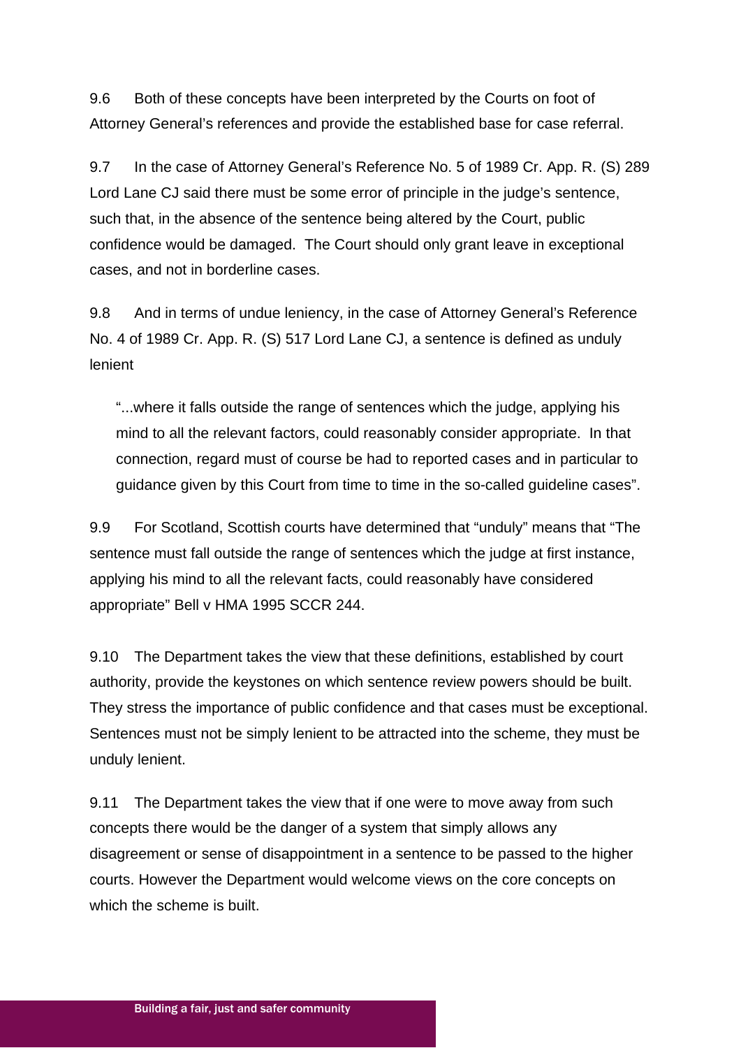9.6 Both of these concepts have been interpreted by the Courts on foot of Attorney General's references and provide the established base for case referral.

9.7 In the case of Attorney General's Reference No. 5 of 1989 Cr. App. R. (S) 289 Lord Lane CJ said there must be some error of principle in the judge's sentence, such that, in the absence of the sentence being altered by the Court, public confidence would be damaged. The Court should only grant leave in exceptional cases, and not in borderline cases.

9.8 And in terms of undue leniency, in the case of Attorney General's Reference No. 4 of 1989 Cr. App. R. (S) 517 Lord Lane CJ, a sentence is defined as unduly lenient

> "...where it falls outside the range of sentences which the judge, applying his mind to all the relevant factors, could reasonably consider appropriate. In that connection, regard must of course be had to reported cases and in particular to guidance given by this Court from time to time in the so-called guideline cases".

9.9 For Scotland, Scottish courts have determined that "unduly" means that "The sentence must fall outside the range of sentences which the judge at first instance, applying his mind to all the relevant facts, could reasonably have considered appropriate" Bell v HMA 1995 SCCR 244.

9.10 The Department takes the view that these definitions, established by court authority, provide the keystones on which sentence review powers should be built. They stress the importance of public confidence and that cases must be exceptional. Sentences must not be simply lenient to be attracted into the scheme, they must be unduly lenient.

9.11 The Department takes the view that if one were to move away from such concepts there would be the danger of a system that simply allows any disagreement or sense of disappointment in a sentence to be passed to the higher courts. However the Department would welcome views on the core concepts on which the scheme is built.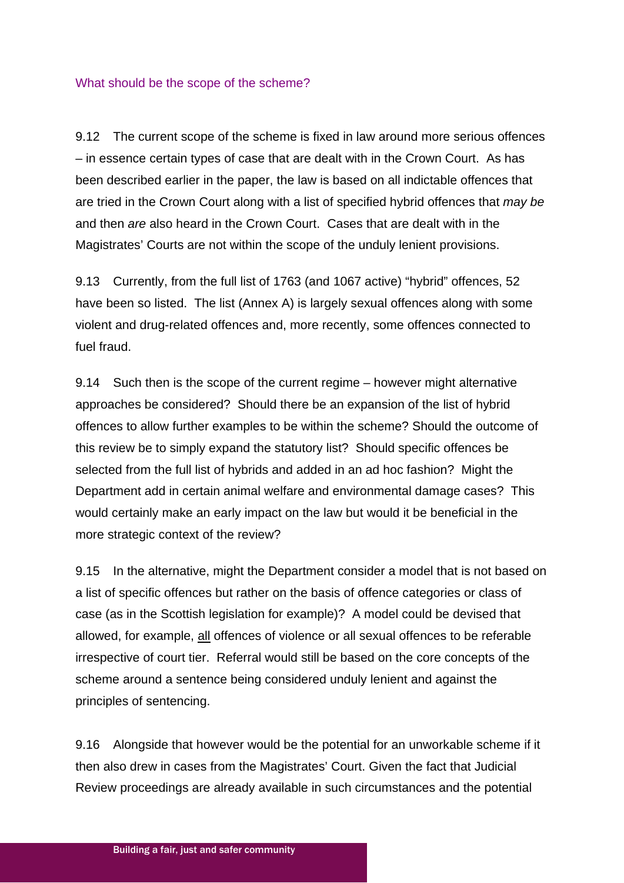### What should be the scope of the scheme?

9.12 The current scope of the scheme is fixed in law around more serious offences – in essence certain types of case that are dealt with in the Crown Court. As has been described earlier in the paper, the law is based on all indictable offences that are tried in the Crown Court along with a list of specified hybrid offences that *may be* and then *are* also heard in the Crown Court. Cases that are dealt with in the Magistrates' Courts are not within the scope of the unduly lenient provisions.

9.13 Currently, from the full list of 1763 (and 1067 active) "hybrid" offences, 52 have been so listed. The list (Annex A) is largely sexual offences along with some violent and drug-related offences and, more recently, some offences connected to fuel fraud.

9.14 Such then is the scope of the current regime – however might alternative approaches be considered? Should there be an expansion of the list of hybrid offences to allow further examples to be within the scheme? Should the outcome of this review be to simply expand the statutory list? Should specific offences be selected from the full list of hybrids and added in an ad hoc fashion? Might the Department add in certain animal welfare and environmental damage cases? This would certainly make an early impact on the law but would it be beneficial in the more strategic context of the review?

9.15 In the alternative, might the Department consider a model that is not based on a list of specific offences but rather on the basis of offence categories or class of case (as in the Scottish legislation for example)? A model could be devised that allowed, for example, <u>all</u> offences of violence or all sexual offences to be referable irrespective of court tier. Referral would still be based on the core concepts of the scheme around a sentence being considered unduly lenient and against the principles of sentencing.

9.16 Alongside that however would be the potential for an unworkable scheme if it then also drew in cases from the Magistrates' Court. Given the fact that Judicial Review proceedings are already available in such circumstances and the potential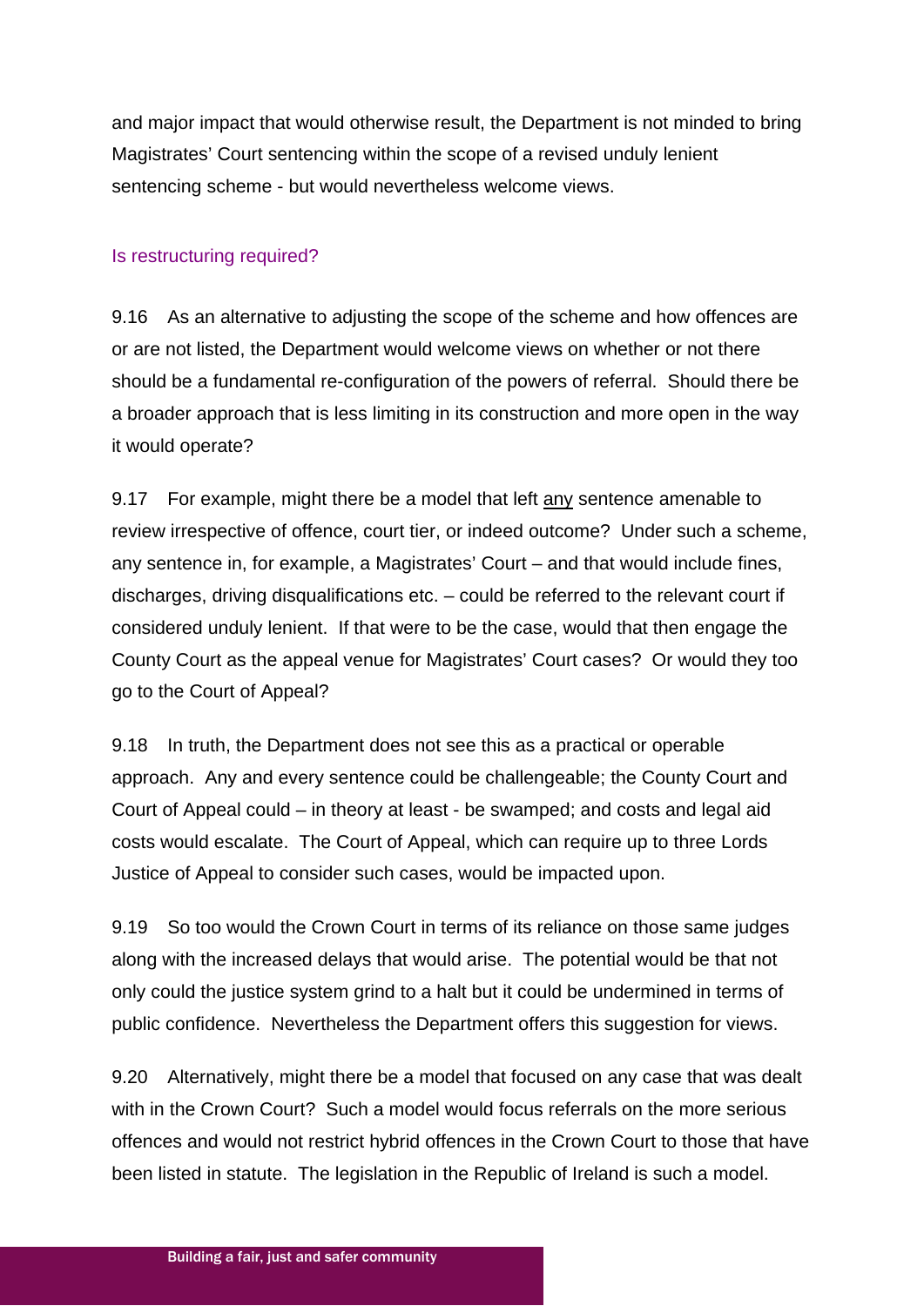and major impact that would otherwise result, the Department is not minded to bring Magistrates' Court sentencing within the scope of a revised unduly lenient sentencing scheme - but would nevertheless welcome views.

### Is restructuring required?

9.16 As an alternative to adjusting the scope of the scheme and how offences are or are not listed, the Department would welcome views on whether or not there should be a fundamental re-configuration of the powers of referral. Should there be a broader approach that is less limiting in its construction and more open in the way it would operate?

9.17 For example, might there be a model that left <u>any</u> sentence amenable to review irrespective of offence, court tier, or indeed outcome? Under such a scheme, any sentence in, for example, a Magistrates' Court – and that would include fines, discharges, driving disqualifications etc. – could be referred to the relevant court if considered unduly lenient. If that were to be the case, would that then engage the County Court as the appeal venue for Magistrates' Court cases? Or would they too go to the Court of Appeal?

9.18 In truth, the Department does not see this as a practical or operable approach. Any and every sentence could be challengeable; the County Court and Court of Appeal could – in theory at least - be swamped; and costs and legal aid costs would escalate. The Court of Appeal, which can require up to three Lords Justice of Appeal to consider such cases, would be impacted upon.

9.19 So too would the Crown Court in terms of its reliance on those same judges along with the increased delays that would arise. The potential would be that not only could the justice system grind to a halt but it could be undermined in terms of public confidence. Nevertheless the Department offers this suggestion for views.

9.20 Alternatively, might there be a model that focused on any case that was dealt with in the Crown Court? Such a model would focus referrals on the more serious offences and would not restrict hybrid offences in the Crown Court to those that have been listed in statute. The legislation in the Republic of Ireland is such a model.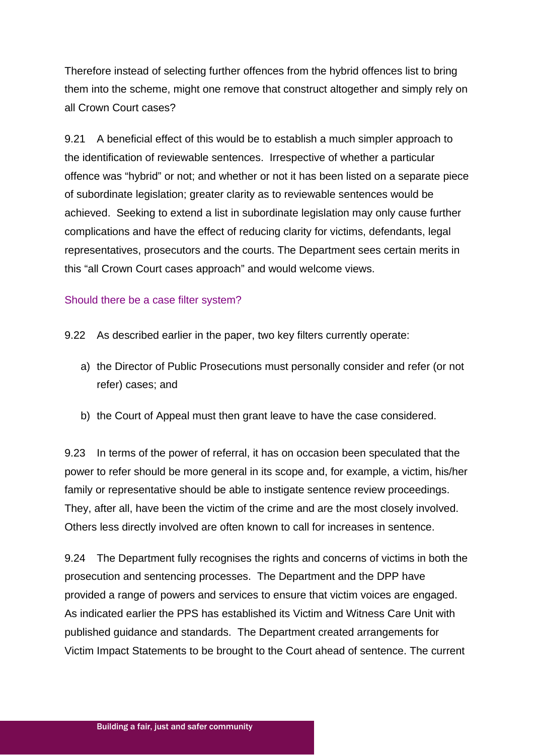Therefore instead of selecting further offences from the hybrid offences list to bring them into the scheme, might one remove that construct altogether and simply rely on all Crown Court cases?

9.21 A beneficial effect of this would be to establish a much simpler approach to the identification of reviewable sentences. Irrespective of whether a particular offence was "hybrid" or not; and whether or not it has been listed on a separate piece of subordinate legislation; greater clarity as to reviewable sentences would be achieved. Seeking to extend a list in subordinate legislation may only cause further complications and have the effect of reducing clarity for victims, defendants, legal representatives, prosecutors and the courts. The Department sees certain merits in this "all Crown Court cases approach" and would welcome views.

### Should there be a case filter system?

9.22 As described earlier in the paper, two key filters currently operate:

a) the Director of Public Prosecutions must personally consider and refer (or not refer) cases; and

b) the Court of Appeal must then grant leave to have the case considered.

9.23 In terms of the power of referral, it has on occasion been speculated that the power to refer should be more general in its scope and, for example, a victim, his/her family or representative should be able to instigate sentence review proceedings. They, after all, have been the victim of the crime and are the most closely involved. Others less directly involved are often known to call for increases in sentence.

9.24 The Department fully recognises the rights and concerns of victims in both the prosecution and sentencing processes. The Department and the DPP have provided a range of powers and services to ensure that victim voices are engaged. As indicated earlier the PPS has established its Victim and Witness Care Unit with published guidance and standards. The Department created arrangements for Victim Impact Statements to be brought to the Court ahead of sentence. The current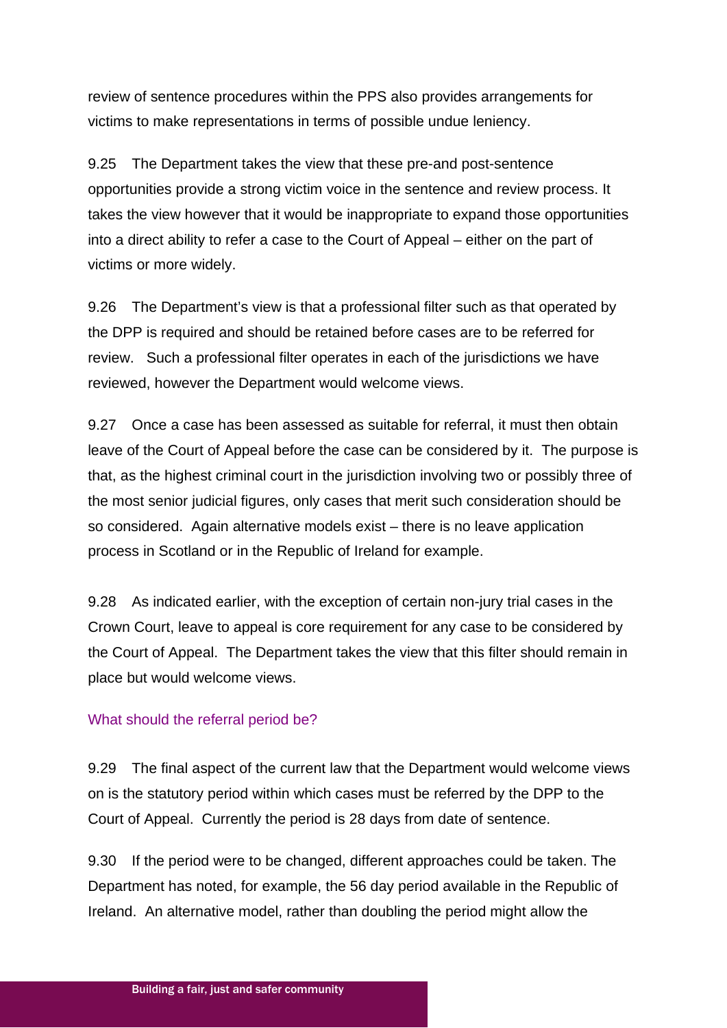review of sentence procedures within the PPS also provides arrangements for victims to make representations in terms of possible undue leniency.

9.25 The Department takes the view that these pre-and post-sentence opportunities provide a strong victim voice in the sentence and review process. It takes the view however that it would be inappropriate to expand those opportunities into a direct ability to refer a case to the Court of Appeal – either on the part of victims or more widely.

9.26 The Department's view is that a professional filter such as that operated by the DPP is required and should be retained before cases are to be referred for review. Such a professional filter operates in each of the jurisdictions we have reviewed, however the Department would welcome views.

9.27 Once a case has been assessed as suitable for referral, it must then obtain leave of the Court of Appeal before the case can be considered by it. The purpose is that, as the highest criminal court in the jurisdiction involving two or possibly three of the most senior judicial figures, only cases that merit such consideration should be so considered. Again alternative models exist – there is no leave application process in Scotland or in the Republic of Ireland for example.

9.28 As indicated earlier, with the exception of certain non-jury trial cases in the Crown Court, leave to appeal is core requirement for any case to be considered by the Court of Appeal. The Department takes the view that this filter should remain in place but would welcome views.

### What should the referral period be?

9.29 The final aspect of the current law that the Department would welcome views on is the statutory period within which cases must be referred by the DPP to the Court of Appeal. Currently the period is 28 days from date of sentence.

9.30 If the period were to be changed, different approaches could be taken. The Department has noted, for example, the 56 day period available in the Republic of Ireland. An alternative model, rather than doubling the period might allow the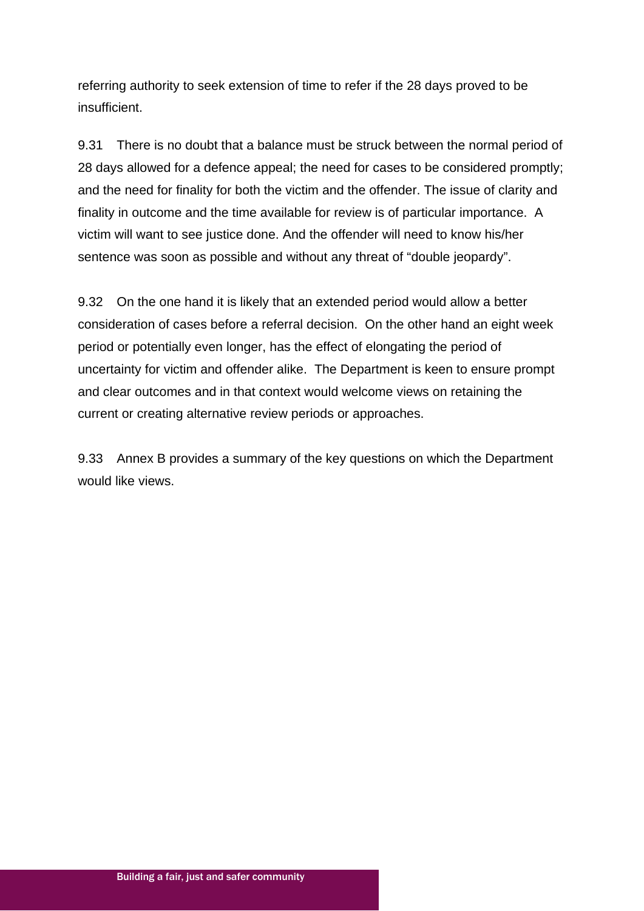referring authority to seek extension of time to refer if the 28 days proved to be insufficient.

9.31 There is no doubt that a balance must be struck between the normal period of 28 days allowed for a defence appeal; the need for cases to be considered promptly; and the need for finality for both the victim and the offender. The issue of clarity and finality in outcome and the time available for review is of particular importance. A victim will want to see justice done. And the offender will need to know his/her sentence was soon as possible and without any threat of "double jeopardy".

9.32 On the one hand it is likely that an extended period would allow a better consideration of cases before a referral decision. On the other hand an eight week period or potentially even longer, has the effect of elongating the period of uncertainty for victim and offender alike. The Department is keen to ensure prompt and clear outcomes and in that context would welcome views on retaining the current or creating alternative review periods or approaches.

9.33 Annex B provides a summary of the key questions on which the Department would like views.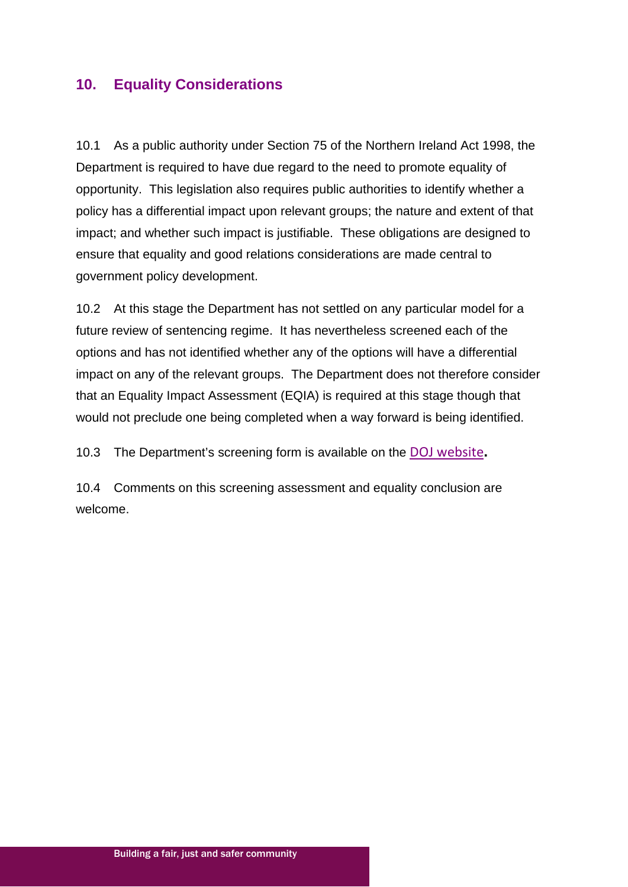## 10. Equality Considerations

10.1 As a public authority under Section 75 of the Northern Ireland Act 1998, the Department is required to have due regard to the need to promote equality of opportunity. This legislation also requires public authorities to identify whether a policy has a differential impact upon relevant groups; the nature and extent of that impact; and whether such impact is justifiable. These obligations are designed to ensure that equality and good relations considerations are made central to government policy development.

10.2 At this stage the Department has not settled on any particular model for a future review of sentencing regime. It has nevertheless screened each of the options and has not identified whether any of the options will have a differential impact on any of the relevant groups. The Department does not therefore consider that an Equality Impact Assessment (EQIA) is required at this stage though that would not preclude one being completed when a way forward is being identified.

10.3 The Department's screening form is available on the DOJ website**.**

10.4 Comments on this screening assessment and equality conclusion are welcome.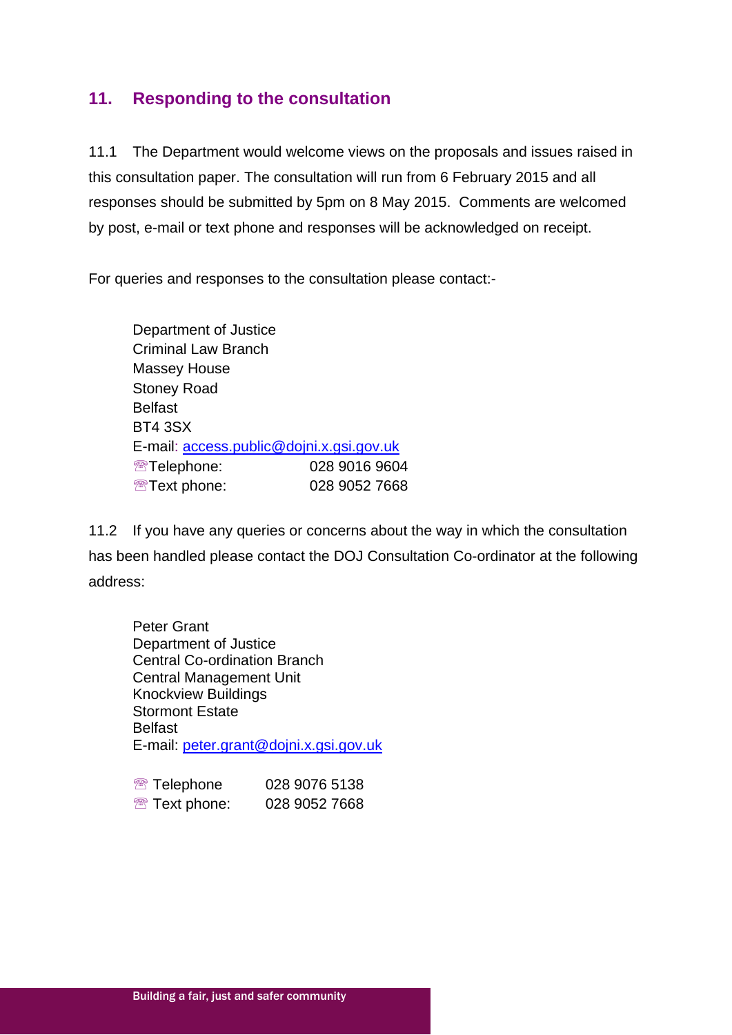## 11. Responding to the consultation

11.1 The Department would welcome views on the proposals and issues raised in this consultation paper. The consultation will run from 6 February 2015 and all responses should be submitted by 5pm on 8 May 2015. Comments are welcomed by post, e-mail or text phone and responses will be acknowledged on receipt.

For queries and responses to the consultation please contact:-

Department of Justice
Criminal Law Branch
Massey House
Stoney Road
Belfast
BT4 3SX
E-mail: access.public@dojni.x.gsi.gov.uk
☏Telephone: 028 9016 9604
☏Text phone: 028 9052 7668

11.2 If you have any queries or concerns about the way in which the consultation has been handled please contact the DOJ Consultation Co-ordinator at the following address:

Peter Grant
Department of Justice
Central Co-ordination Branch
Central Management Unit
Knockview Buildings
Stormont Estate
Belfast
E-mail: peter.grant@dojni.x.gsi.gov.uk

☏ Telephone 028 9076 5138
☏ Text phone: 028 9052 7668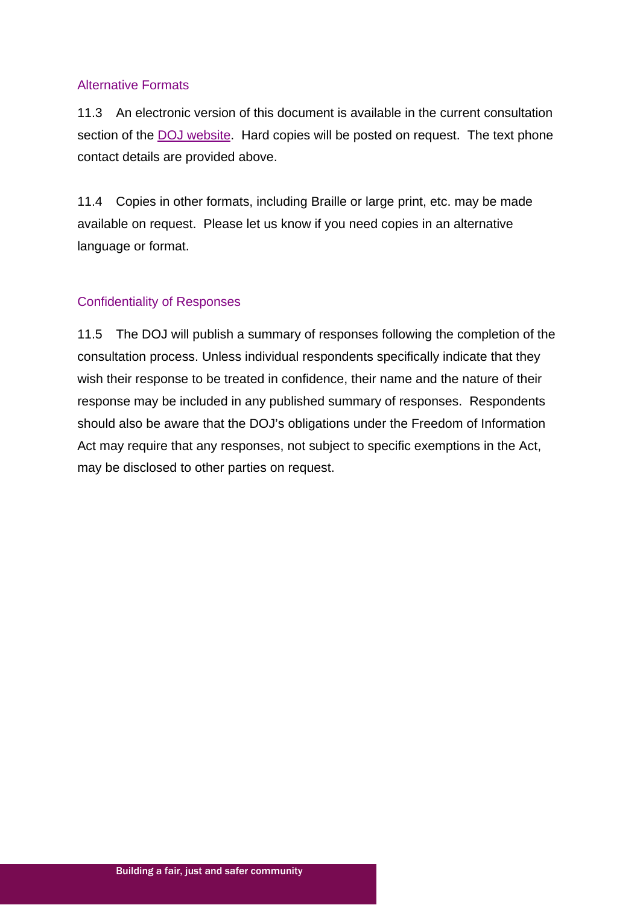### Alternative Formats

11.3 An electronic version of this document is available in the current consultation section of the DOJ website. Hard copies will be posted on request. The text phone contact details are provided above.

11.4 Copies in other formats, including Braille or large print, etc. may be made available on request. Please let us know if you need copies in an alternative language or format.

### Confidentiality of Responses

11.5 The DOJ will publish a summary of responses following the completion of the consultation process. Unless individual respondents specifically indicate that they wish their response to be treated in confidence, their name and the nature of their response may be included in any published summary of responses. Respondents should also be aware that the DOJ's obligations under the Freedom of Information Act may require that any responses, not subject to specific exemptions in the Act, may be disclosed to other parties on request.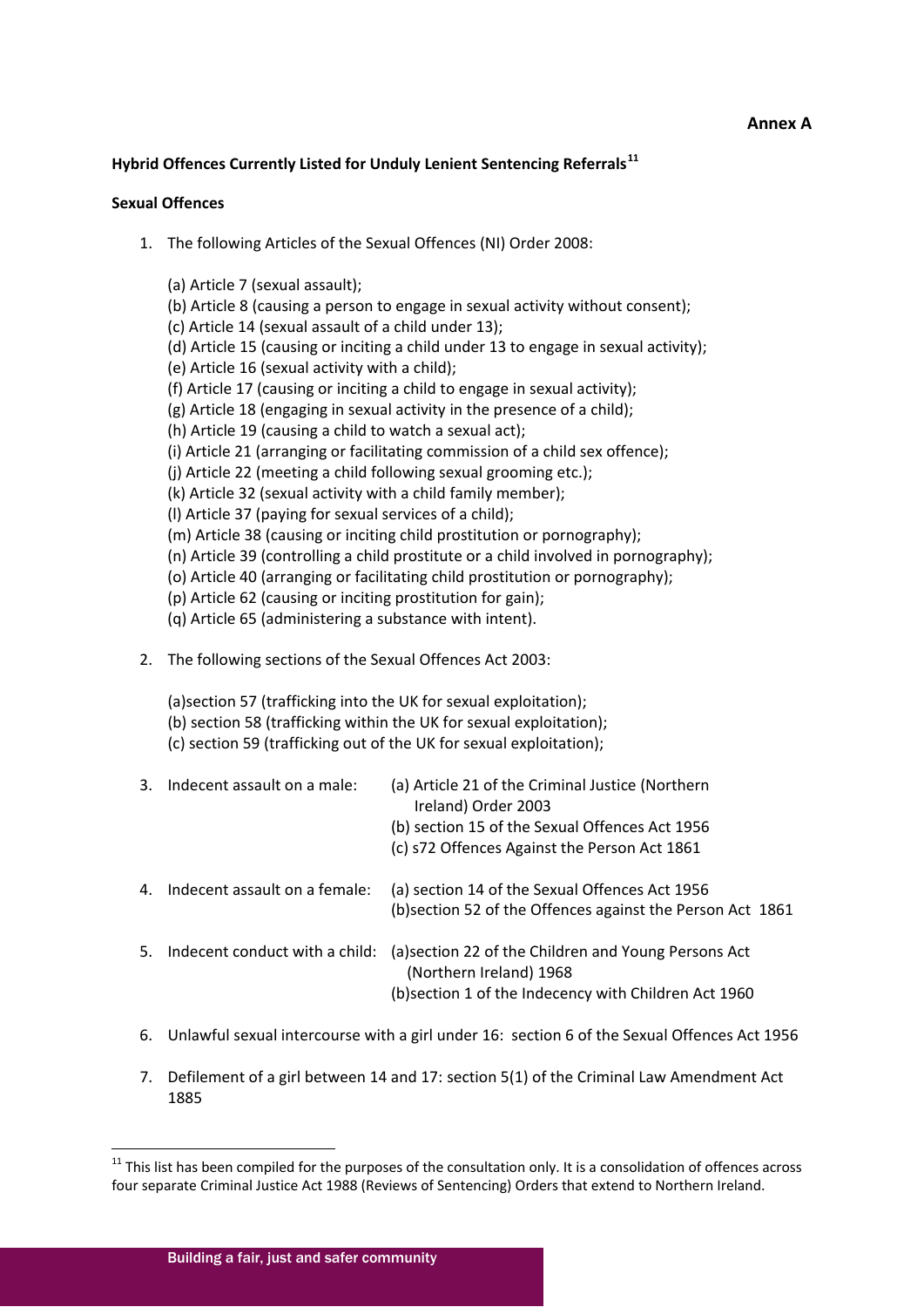**Annex A**

**Hybrid Offences Currently Listed for Unduly Lenient Sentencing Referrals[11]**

**Sexual Offences**

1. The following Articles of the Sexual Offences (NI) Order 2008:

   (a) Article 7 (sexual assault);
   (b) Article 8 (causing a person to engage in sexual activity without consent);
   (c) Article 14 (sexual assault of a child under 13);
   (d) Article 15 (causing or inciting a child under 13 to engage in sexual activity);
   (e) Article 16 (sexual activity with a child);
   (f) Article 17 (causing or inciting a child to engage in sexual activity);
   (g) Article 18 (engaging in sexual activity in the presence of a child);
   (h) Article 19 (causing a child to watch a sexual act);
   (i) Article 21 (arranging or facilitating commission of a child sex offence);
   (j) Article 22 (meeting a child following sexual grooming etc.);
   (k) Article 32 (sexual activity with a child family member);
   (l) Article 37 (paying for sexual services of a child);
   (m) Article 38 (causing or inciting child prostitution or pornography);
   (n) Article 39 (controlling a child prostitute or a child involved in pornography);
   (o) Article 40 (arranging or facilitating child prostitution or pornography);
   (p) Article 62 (causing or inciting prostitution for gain);
   (q) Article 65 (administering a substance with intent).

2. The following sections of the Sexual Offences Act 2003:

   (a)section 57 (trafficking into the UK for sexual exploitation);
   (b) section 58 (trafficking within the UK for sexual exploitation);
   (c) section 59 (trafficking out of the UK for sexual exploitation);

3. Indecent assault on a male:
   (a) Article 21 of the Criminal Justice (Northern Ireland) Order 2003
   (b) section 15 of the Sexual Offences Act 1956
   (c) s72 Offences Against the Person Act 1861

4. Indecent assault on a female:
   (a) section 14 of the Sexual Offences Act 1956
   (b)section 52 of the Offences against the Person Act 1861

5. Indecent conduct with a child:
   (a)section 22 of the Children and Young Persons Act (Northern Ireland) 1968
   (b)section 1 of the Indecency with Children Act 1960

6. Unlawful sexual intercourse with a girl under 16: section 6 of the Sexual Offences Act 1956

7. Defilement of a girl between 14 and 17: section 5(1) of the Criminal Law Amendment Act 1885

[11] This list has been compiled for the purposes of the consultation only. It is a consolidation of offences across four separate Criminal Justice Act 1988 (Reviews of Sentencing) Orders that extend to Northern Ireland.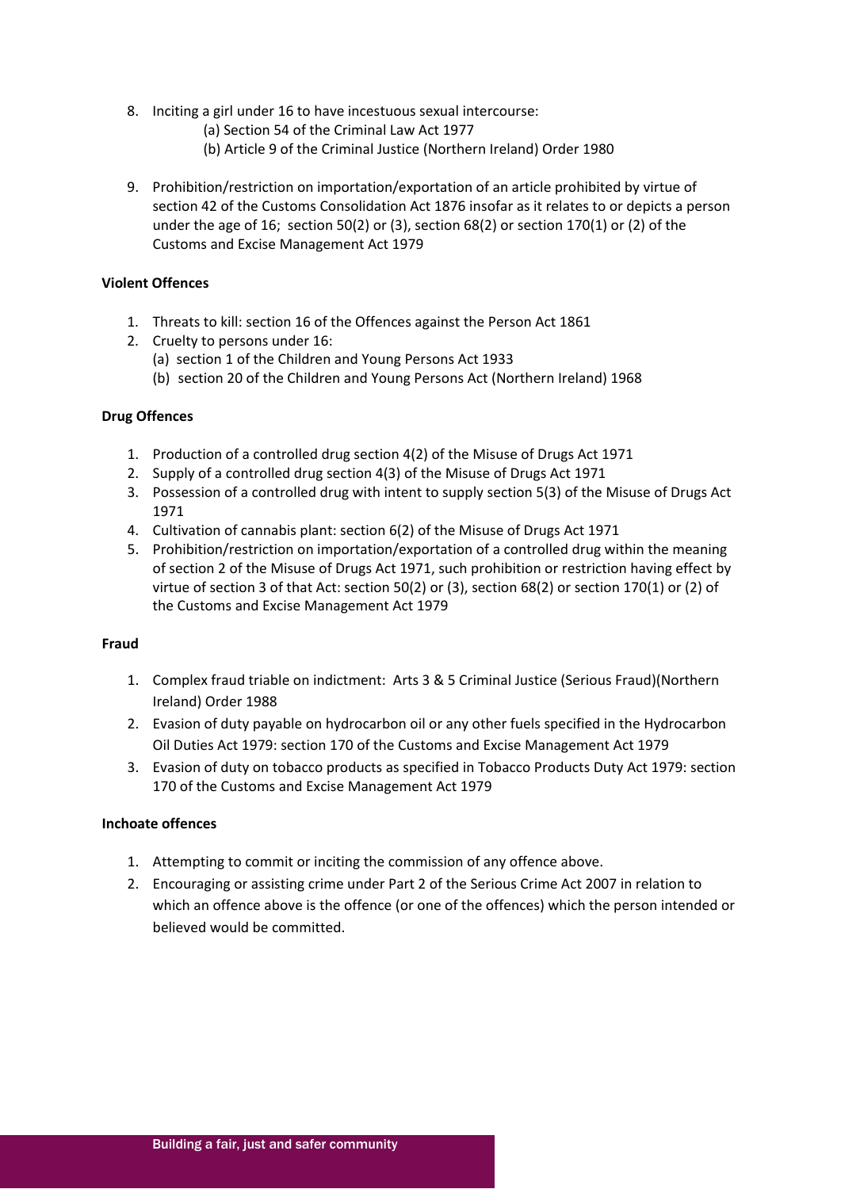8. Inciting a girl under 16 to have incestuous sexual intercourse:
   (a) Section 54 of the Criminal Law Act 1977
   (b) Article 9 of the Criminal Justice (Northern Ireland) Order 1980

9. Prohibition/restriction on importation/exportation of an article prohibited by virtue of section 42 of the Customs Consolidation Act 1876 insofar as it relates to or depicts a person under the age of 16; section 50(2) or (3), section 68(2) or section 170(1) or (2) of the Customs and Excise Management Act 1979

**Violent Offences**

1. Threats to kill: section 16 of the Offences against the Person Act 1861
2. Cruelty to persons under 16:
   (a) section 1 of the Children and Young Persons Act 1933
   (b) section 20 of the Children and Young Persons Act (Northern Ireland) 1968

**Drug Offences**

1. Production of a controlled drug section 4(2) of the Misuse of Drugs Act 1971
2. Supply of a controlled drug section 4(3) of the Misuse of Drugs Act 1971
3. Possession of a controlled drug with intent to supply section 5(3) of the Misuse of Drugs Act 1971
4. Cultivation of cannabis plant: section 6(2) of the Misuse of Drugs Act 1971
5. Prohibition/restriction on importation/exportation of a controlled drug within the meaning of section 2 of the Misuse of Drugs Act 1971, such prohibition or restriction having effect by virtue of section 3 of that Act: section 50(2) or (3), section 68(2) or section 170(1) or (2) of the Customs and Excise Management Act 1979

**Fraud**

1. Complex fraud triable on indictment: Arts 3 & 5 Criminal Justice (Serious Fraud)(Northern Ireland) Order 1988
2. Evasion of duty payable on hydrocarbon oil or any other fuels specified in the Hydrocarbon Oil Duties Act 1979: section 170 of the Customs and Excise Management Act 1979
3. Evasion of duty on tobacco products as specified in Tobacco Products Duty Act 1979: section 170 of the Customs and Excise Management Act 1979

**Inchoate offences**

1. Attempting to commit or inciting the commission of any offence above.
2. Encouraging or assisting crime under Part 2 of the Serious Crime Act 2007 in relation to which an offence above is the offence (or one of the offences) which the person intended or believed would be committed.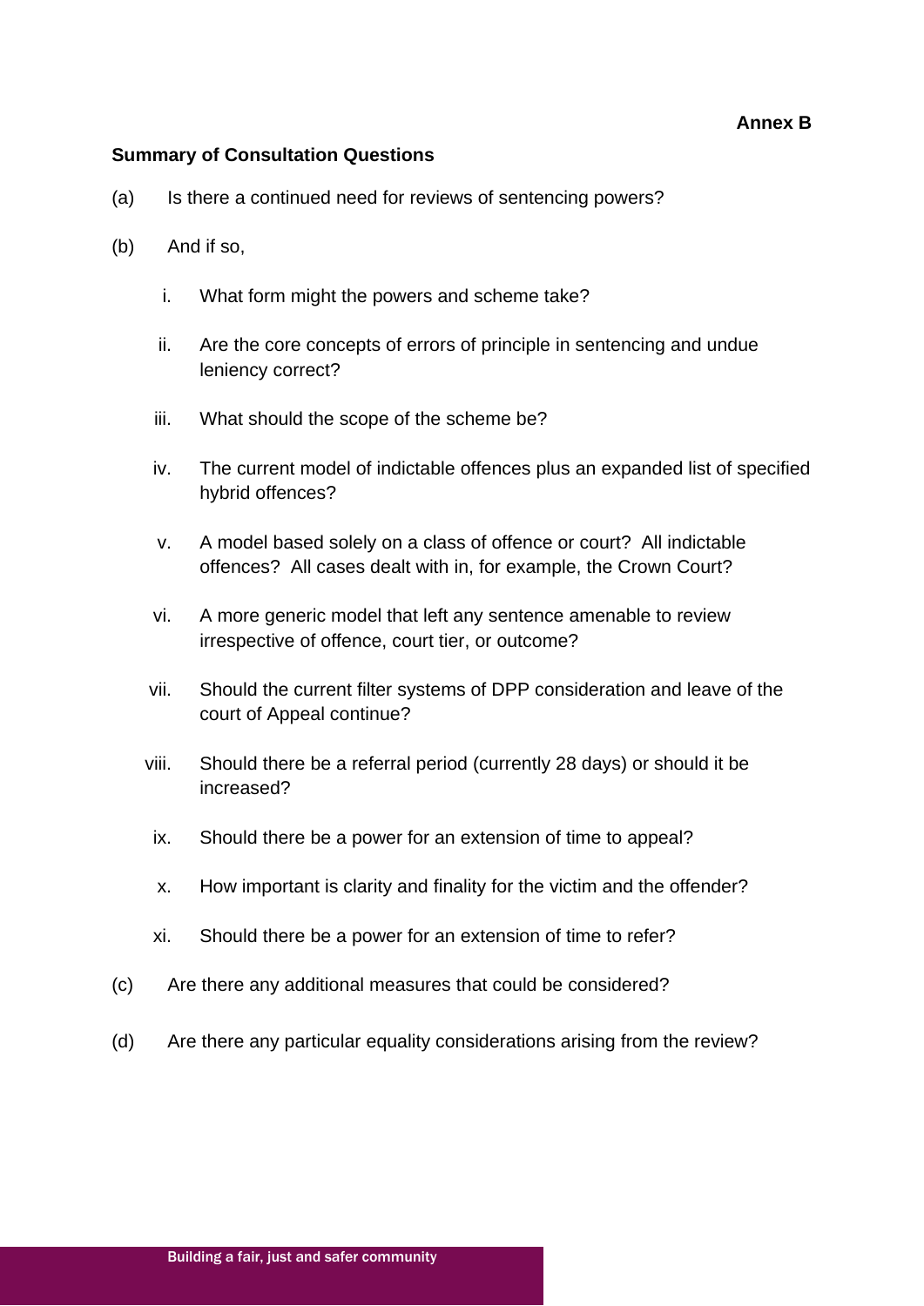**Annex B**

**Summary of Consultation Questions**

(a) Is there a continued need for reviews of sentencing powers?

(b) And if so,

  i. What form might the powers and scheme take?

  ii. Are the core concepts of errors of principle in sentencing and undue leniency correct?

  iii. What should the scope of the scheme be?

  iv. The current model of indictable offences plus an expanded list of specified hybrid offences?

  v. A model based solely on a class of offence or court? All indictable offences? All cases dealt with in, for example, the Crown Court?

  vi. A more generic model that left any sentence amenable to review irrespective of offence, court tier, or outcome?

  vii. Should the current filter systems of DPP consideration and leave of the court of Appeal continue?

  viii. Should there be a referral period (currently 28 days) or should it be increased?

  ix. Should there be a power for an extension of time to appeal?

  x. How important is clarity and finality for the victim and the offender?

  xi. Should there be a power for an extension of time to refer?

(c) Are there any additional measures that could be considered?

(d) Are there any particular equality considerations arising from the review?